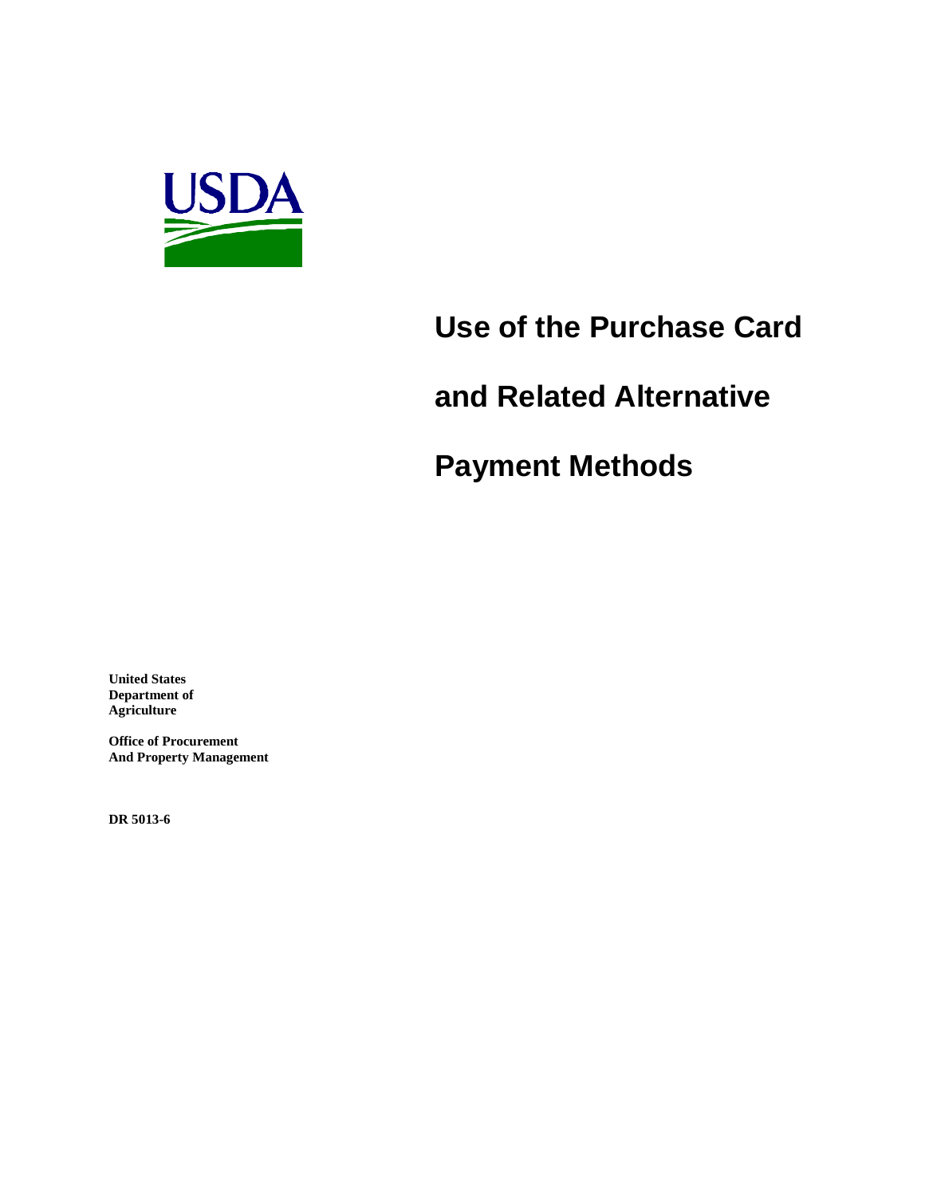USDA

# Use of the Purchase Card and Related Alternative Payment Methods

**United States Department of Agriculture**

**Office of Procurement And Property Management**

**DR 5013-6**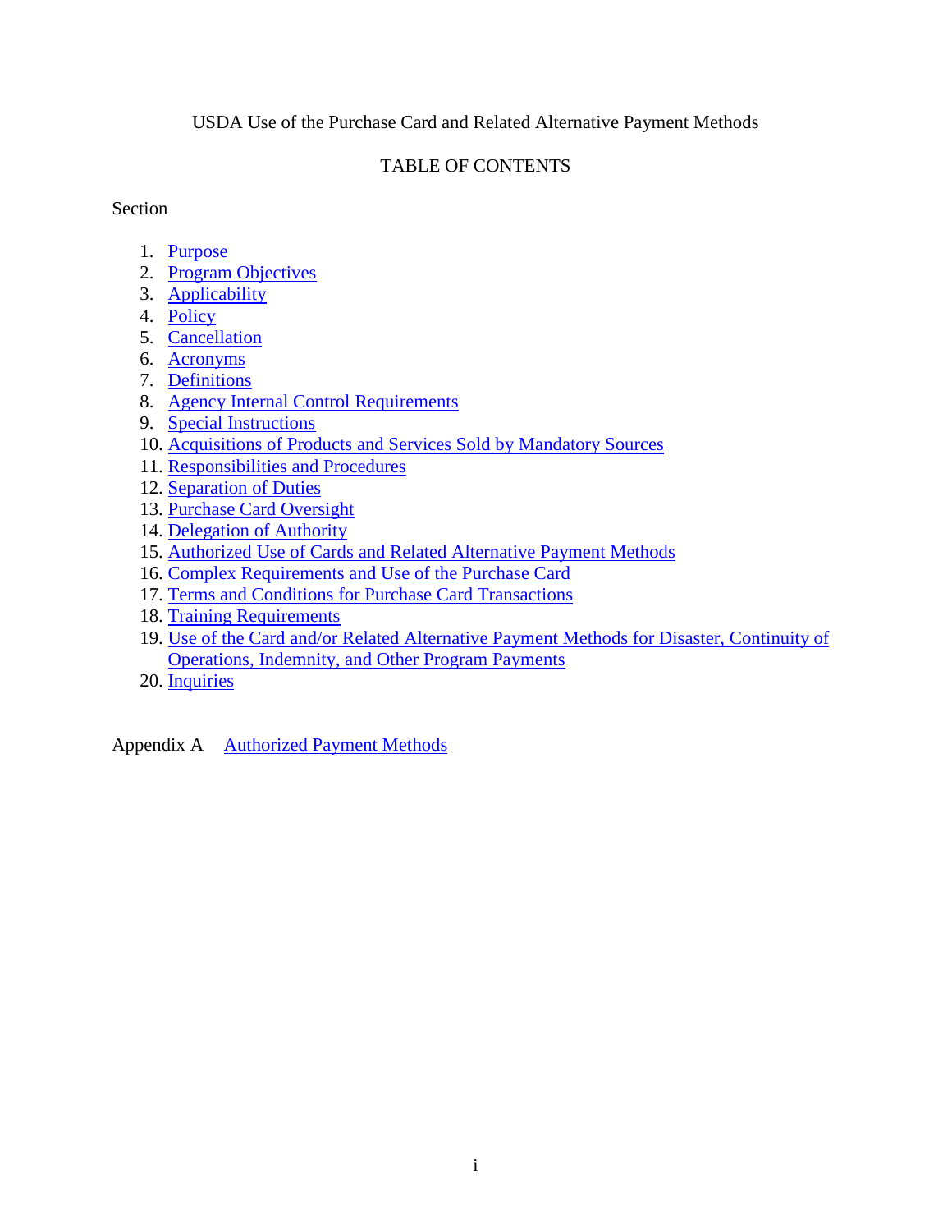USDA Use of the Purchase Card and Related Alternative Payment Methods

TABLE OF CONTENTS

Section

1. Purpose
2. Program Objectives
3. Applicability
4. Policy
5. Cancellation
6. Acronyms
7. Definitions
8. Agency Internal Control Requirements
9. Special Instructions
10. Acquisitions of Products and Services Sold by Mandatory Sources
11. Responsibilities and Procedures
12. Separation of Duties
13. Purchase Card Oversight
14. Delegation of Authority
15. Authorized Use of Cards and Related Alternative Payment Methods
16. Complex Requirements and Use of the Purchase Card
17. Terms and Conditions for Purchase Card Transactions
18. Training Requirements
19. Use of the Card and/or Related Alternative Payment Methods for Disaster, Continuity of Operations, Indemnity, and Other Program Payments
20. Inquiries

Appendix A    Authorized Payment Methods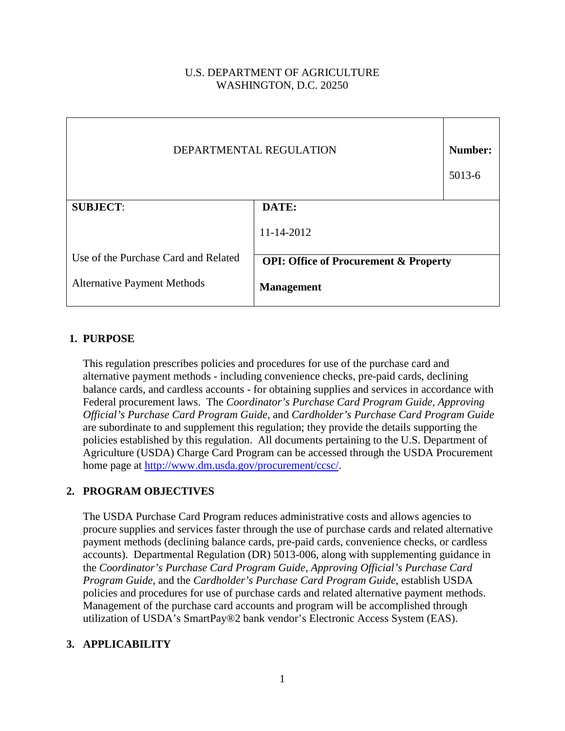U.S. DEPARTMENT OF AGRICULTURE
WASHINGTON, D.C. 20250

| DEPARTMENTAL REGULATION | | **Number:** 5013-6 |
|---|---|---|
| **SUBJECT:** Use of the Purchase Card and Related Alternative Payment Methods | **DATE:** 11-14-2012 | |
| | **OPI: Office of Procurement & Property Management** | |

## 1. PURPOSE

This regulation prescribes policies and procedures for use of the purchase card and alternative payment methods - including convenience checks, pre-paid cards, declining balance cards, and cardless accounts - for obtaining supplies and services in accordance with Federal procurement laws. The *Coordinator's Purchase Card Program Guide, Approving Official's Purchase Card Program Guide,* and *Cardholder's Purchase Card Program Guide* are subordinate to and supplement this regulation; they provide the details supporting the policies established by this regulation. All documents pertaining to the U.S. Department of Agriculture (USDA) Charge Card Program can be accessed through the USDA Procurement home page at http://www.dm.usda.gov/procurement/ccsc/.

## 2. PROGRAM OBJECTIVES

The USDA Purchase Card Program reduces administrative costs and allows agencies to procure supplies and services faster through the use of purchase cards and related alternative payment methods (declining balance cards, pre-paid cards, convenience checks, or cardless accounts). Departmental Regulation (DR) 5013-006, along with supplementing guidance in the *Coordinator's Purchase Card Program Guide, Approving Official's Purchase Card Program Guide,* and the *Cardholder's Purchase Card Program Guide*, establish USDA policies and procedures for use of purchase cards and related alternative payment methods. Management of the purchase card accounts and program will be accomplished through utilization of USDA's SmartPay®2 bank vendor's Electronic Access System (EAS).

## 3. APPLICABILITY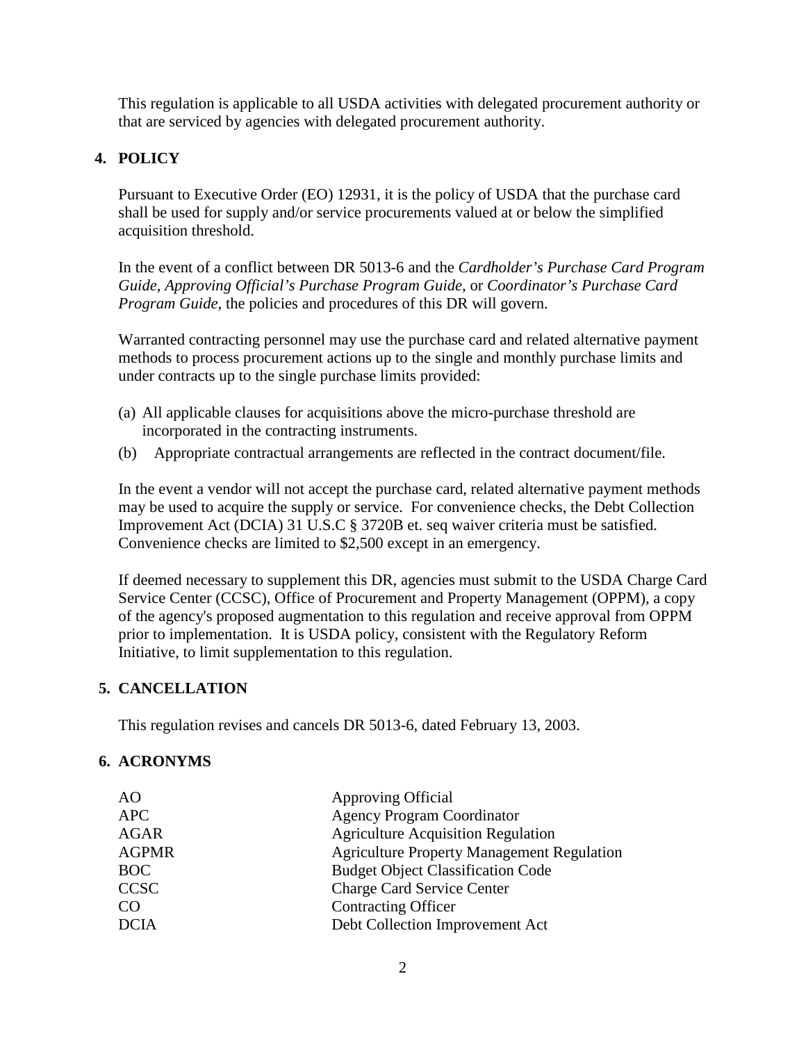This regulation is applicable to all USDA activities with delegated procurement authority or that are serviced by agencies with delegated procurement authority.

## 4. POLICY

Pursuant to Executive Order (EO) 12931, it is the policy of USDA that the purchase card shall be used for supply and/or service procurements valued at or below the simplified acquisition threshold.

In the event of a conflict between DR 5013-6 and the *Cardholder's Purchase Card Program Guide*, *Approving Official's Purchase Program Guide*, or *Coordinator's Purchase Card Program Guide*, the policies and procedures of this DR will govern.

Warranted contracting personnel may use the purchase card and related alternative payment methods to process procurement actions up to the single and monthly purchase limits and under contracts up to the single purchase limits provided:

(a) All applicable clauses for acquisitions above the micro-purchase threshold are incorporated in the contracting instruments.

(b) Appropriate contractual arrangements are reflected in the contract document/file.

In the event a vendor will not accept the purchase card, related alternative payment methods may be used to acquire the supply or service. For convenience checks, the Debt Collection Improvement Act (DCIA) 31 U.S.C § 3720B et. seq waiver criteria must be satisfied. Convenience checks are limited to $2,500 except in an emergency.

If deemed necessary to supplement this DR, agencies must submit to the USDA Charge Card Service Center (CCSC), Office of Procurement and Property Management (OPPM), a copy of the agency's proposed augmentation to this regulation and receive approval from OPPM prior to implementation. It is USDA policy, consistent with the Regulatory Reform Initiative, to limit supplementation to this regulation.

## 5. CANCELLATION

This regulation revises and cancels DR 5013-6, dated February 13, 2003.

## 6. ACRONYMS

| | |
|---|---|
| AO | Approving Official |
| APC | Agency Program Coordinator |
| AGAR | Agriculture Acquisition Regulation |
| AGPMR | Agriculture Property Management Regulation |
| BOC | Budget Object Classification Code |
| CCSC | Charge Card Service Center |
| CO | Contracting Officer |
| DCIA | Debt Collection Improvement Act |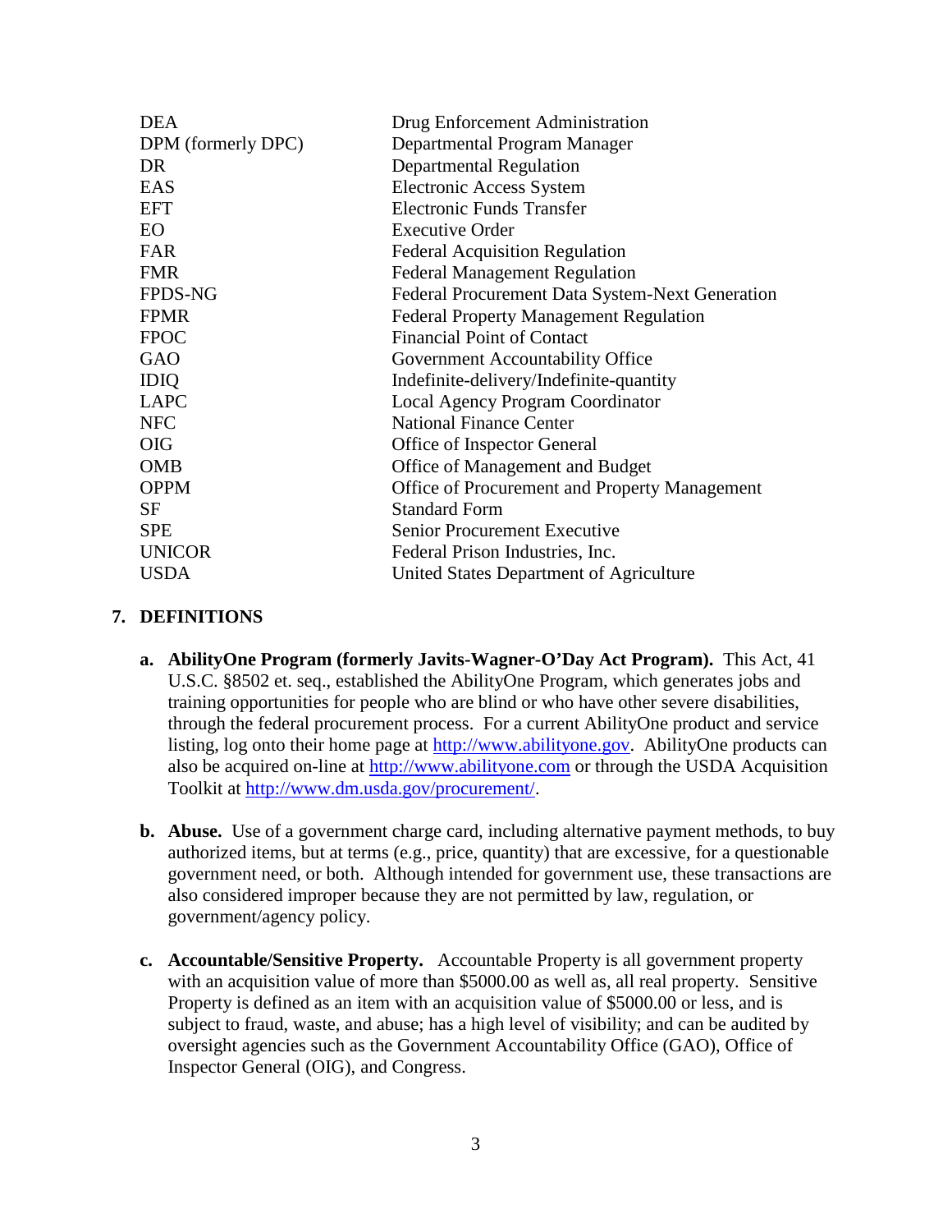| | |
|---|---|
| DEA | Drug Enforcement Administration |
| DPM (formerly DPC) | Departmental Program Manager |
| DR | Departmental Regulation |
| EAS | Electronic Access System |
| EFT | Electronic Funds Transfer |
| EO | Executive Order |
| FAR | Federal Acquisition Regulation |
| FMR | Federal Management Regulation |
| FPDS-NG | Federal Procurement Data System-Next Generation |
| FPMR | Federal Property Management Regulation |
| FPOC | Financial Point of Contact |
| GAO | Government Accountability Office |
| IDIQ | Indefinite-delivery/Indefinite-quantity |
| LAPC | Local Agency Program Coordinator |
| NFC | National Finance Center |
| OIG | Office of Inspector General |
| OMB | Office of Management and Budget |
| OPPM | Office of Procurement and Property Management |
| SF | Standard Form |
| SPE | Senior Procurement Executive |
| UNICOR | Federal Prison Industries, Inc. |
| USDA | United States Department of Agriculture |

## 7. DEFINITIONS

**a. AbilityOne Program (formerly Javits-Wagner-O'Day Act Program).** This Act, 41 U.S.C. §8502 et. seq., established the AbilityOne Program, which generates jobs and training opportunities for people who are blind or who have other severe disabilities, through the federal procurement process. For a current AbilityOne product and service listing, log onto their home page at http://www.abilityone.gov. AbilityOne products can also be acquired on-line at http://www.abilityone.com or through the USDA Acquisition Toolkit at http://www.dm.usda.gov/procurement/.

**b. Abuse.** Use of a government charge card, including alternative payment methods, to buy authorized items, but at terms (e.g., price, quantity) that are excessive, for a questionable government need, or both. Although intended for government use, these transactions are also considered improper because they are not permitted by law, regulation, or government/agency policy.

**c. Accountable/Sensitive Property.** Accountable Property is all government property with an acquisition value of more than $5000.00 as well as, all real property. Sensitive Property is defined as an item with an acquisition value of $5000.00 or less, and is subject to fraud, waste, and abuse; has a high level of visibility; and can be audited by oversight agencies such as the Government Accountability Office (GAO), Office of Inspector General (OIG), and Congress.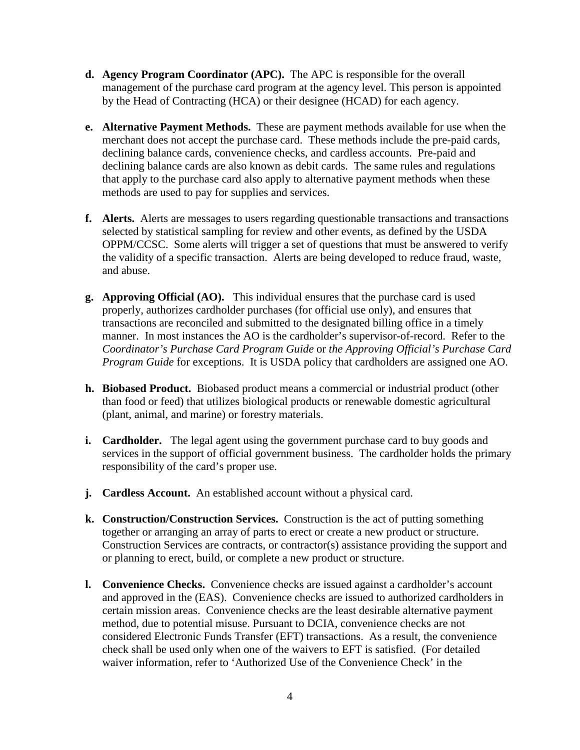**d. Agency Program Coordinator (APC).** The APC is responsible for the overall management of the purchase card program at the agency level. This person is appointed by the Head of Contracting (HCA) or their designee (HCAD) for each agency.

**e. Alternative Payment Methods.** These are payment methods available for use when the merchant does not accept the purchase card. These methods include the pre-paid cards, declining balance cards, convenience checks, and cardless accounts. Pre-paid and declining balance cards are also known as debit cards. The same rules and regulations that apply to the purchase card also apply to alternative payment methods when these methods are used to pay for supplies and services.

**f. Alerts.** Alerts are messages to users regarding questionable transactions and transactions selected by statistical sampling for review and other events, as defined by the USDA OPPM/CCSC. Some alerts will trigger a set of questions that must be answered to verify the validity of a specific transaction. Alerts are being developed to reduce fraud, waste, and abuse.

**g. Approving Official (AO).** This individual ensures that the purchase card is used properly, authorizes cardholder purchases (for official use only), and ensures that transactions are reconciled and submitted to the designated billing office in a timely manner. In most instances the AO is the cardholder's supervisor-of-record. Refer to the *Coordinator's Purchase Card Program Guide* or *the Approving Official's Purchase Card Program Guide* for exceptions. It is USDA policy that cardholders are assigned one AO.

**h. Biobased Product.** Biobased product means a commercial or industrial product (other than food or feed) that utilizes biological products or renewable domestic agricultural (plant, animal, and marine) or forestry materials.

**i. Cardholder.** The legal agent using the government purchase card to buy goods and services in the support of official government business. The cardholder holds the primary responsibility of the card's proper use.

**j. Cardless Account.** An established account without a physical card.

**k. Construction/Construction Services.** Construction is the act of putting something together or arranging an array of parts to erect or create a new product or structure. Construction Services are contracts, or contractor(s) assistance providing the support and or planning to erect, build, or complete a new product or structure.

**l. Convenience Checks.** Convenience checks are issued against a cardholder's account and approved in the (EAS). Convenience checks are issued to authorized cardholders in certain mission areas. Convenience checks are the least desirable alternative payment method, due to potential misuse. Pursuant to DCIA, convenience checks are not considered Electronic Funds Transfer (EFT) transactions. As a result, the convenience check shall be used only when one of the waivers to EFT is satisfied. (For detailed waiver information, refer to 'Authorized Use of the Convenience Check' in the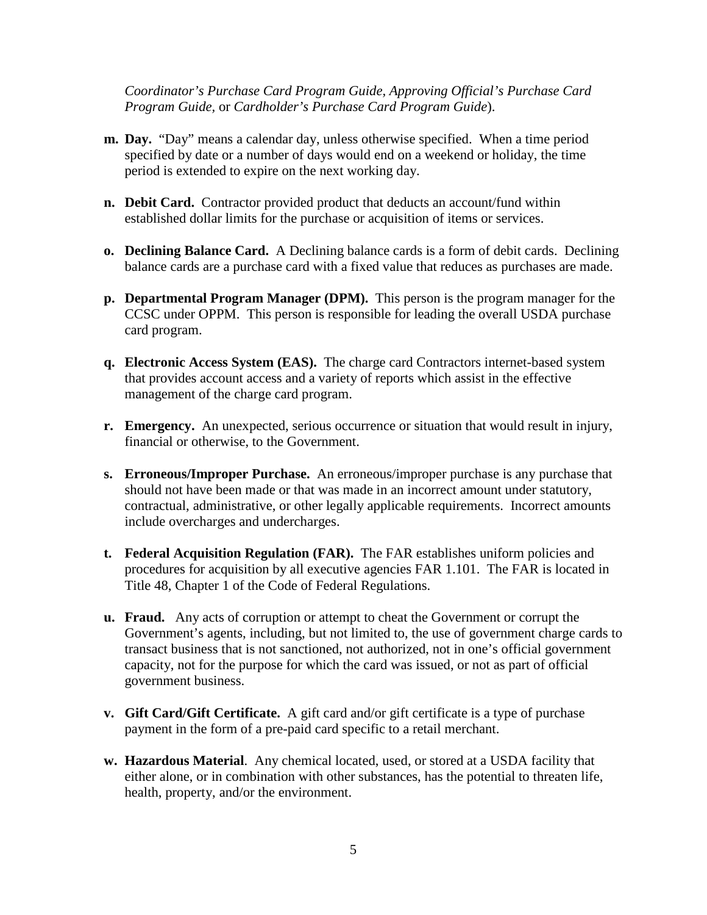*Coordinator's Purchase Card Program Guide, Approving Official's Purchase Card Program Guide,* or *Cardholder's Purchase Card Program Guide*).

**m. Day.** "Day" means a calendar day, unless otherwise specified. When a time period specified by date or a number of days would end on a weekend or holiday, the time period is extended to expire on the next working day.

**n. Debit Card.** Contractor provided product that deducts an account/fund within established dollar limits for the purchase or acquisition of items or services.

**o. Declining Balance Card.** A Declining balance cards is a form of debit cards. Declining balance cards are a purchase card with a fixed value that reduces as purchases are made.

**p. Departmental Program Manager (DPM).** This person is the program manager for the CCSC under OPPM. This person is responsible for leading the overall USDA purchase card program.

**q. Electronic Access System (EAS).** The charge card Contractors internet-based system that provides account access and a variety of reports which assist in the effective management of the charge card program.

**r. Emergency.** An unexpected, serious occurrence or situation that would result in injury, financial or otherwise, to the Government.

**s. Erroneous/Improper Purchase.** An erroneous/improper purchase is any purchase that should not have been made or that was made in an incorrect amount under statutory, contractual, administrative, or other legally applicable requirements. Incorrect amounts include overcharges and undercharges.

**t. Federal Acquisition Regulation (FAR).** The FAR establishes uniform policies and procedures for acquisition by all executive agencies FAR 1.101. The FAR is located in Title 48, Chapter 1 of the Code of Federal Regulations.

**u. Fraud.** Any acts of corruption or attempt to cheat the Government or corrupt the Government's agents, including, but not limited to, the use of government charge cards to transact business that is not sanctioned, not authorized, not in one's official government capacity, not for the purpose for which the card was issued, or not as part of official government business.

**v. Gift Card/Gift Certificate.** A gift card and/or gift certificate is a type of purchase payment in the form of a pre-paid card specific to a retail merchant.

**w. Hazardous Material**. Any chemical located, used, or stored at a USDA facility that either alone, or in combination with other substances, has the potential to threaten life, health, property, and/or the environment.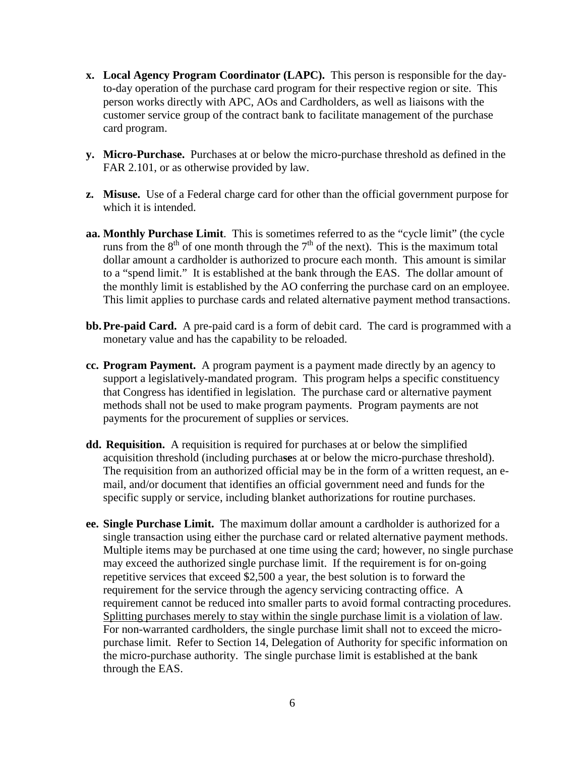- **x. Local Agency Program Coordinator (LAPC).** This person is responsible for the day-to-day operation of the purchase card program for their respective region or site. This person works directly with APC, AOs and Cardholders, as well as liaisons with the customer service group of the contract bank to facilitate management of the purchase card program.

- **y. Micro-Purchase.** Purchases at or below the micro-purchase threshold as defined in the FAR 2.101, or as otherwise provided by law.

- **z. Misuse.** Use of a Federal charge card for other than the official government purpose for which it is intended.

- **aa. Monthly Purchase Limit**. This is sometimes referred to as the "cycle limit" (the cycle runs from the 8th of one month through the 7th of the next). This is the maximum total dollar amount a cardholder is authorized to procure each month. This amount is similar to a "spend limit." It is established at the bank through the EAS. The dollar amount of the monthly limit is established by the AO conferring the purchase card on an employee. This limit applies to purchase cards and related alternative payment method transactions.

- **bb. Pre-paid Card.** A pre-paid card is a form of debit card. The card is programmed with a monetary value and has the capability to be reloaded.

- **cc. Program Payment.** A program payment is a payment made directly by an agency to support a legislatively-mandated program. This program helps a specific constituency that Congress has identified in legislation. The purchase card or alternative payment methods shall not be used to make program payments. Program payments are not payments for the procurement of supplies or services.

- **dd. Requisition.** A requisition is required for purchases at or below the simplified acquisition threshold (including purcha**se**s at or below the micro-purchase threshold). The requisition from an authorized official may be in the form of a written request, an e-mail, and/or document that identifies an official government need and funds for the specific supply or service, including blanket authorizations for routine purchases.

- **ee. Single Purchase Limit.** The maximum dollar amount a cardholder is authorized for a single transaction using either the purchase card or related alternative payment methods. Multiple items may be purchased at one time using the card; however, no single purchase may exceed the authorized single purchase limit. If the requirement is for on-going repetitive services that exceed $2,500 a year, the best solution is to forward the requirement for the service through the agency servicing contracting office. A requirement cannot be reduced into smaller parts to avoid formal contracting procedures. <u>Splitting purchases merely to stay within the single purchase limit is a violation of law</u>. For non-warranted cardholders, the single purchase limit shall not to exceed the micro-purchase limit. Refer to Section 14, Delegation of Authority for specific information on the micro-purchase authority. The single purchase limit is established at the bank through the EAS.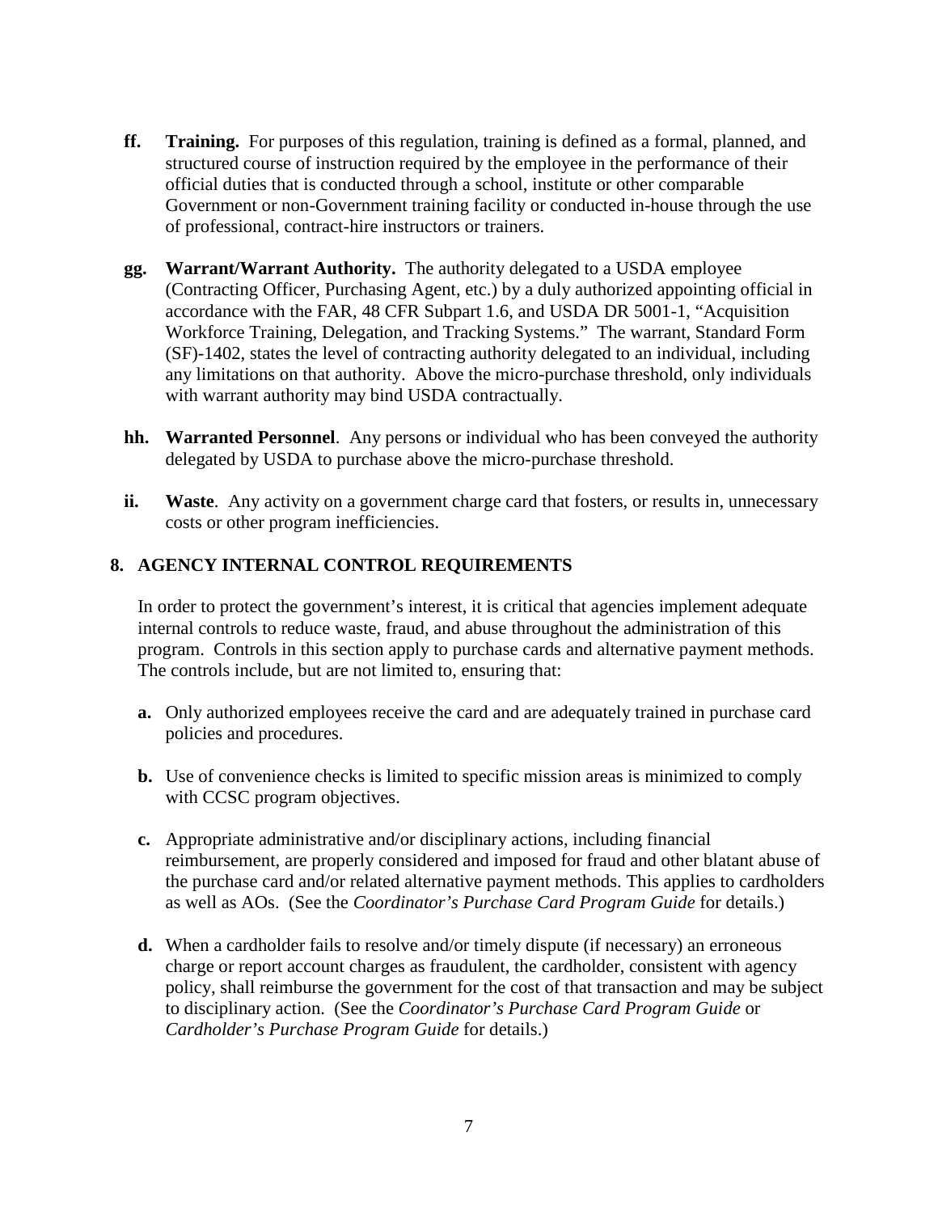**ff. Training.** For purposes of this regulation, training is defined as a formal, planned, and structured course of instruction required by the employee in the performance of their official duties that is conducted through a school, institute or other comparable Government or non-Government training facility or conducted in-house through the use of professional, contract-hire instructors or trainers.

**gg. Warrant/Warrant Authority.** The authority delegated to a USDA employee (Contracting Officer, Purchasing Agent, etc.) by a duly authorized appointing official in accordance with the FAR, 48 CFR Subpart 1.6, and USDA DR 5001-1, "Acquisition Workforce Training, Delegation, and Tracking Systems." The warrant, Standard Form (SF)-1402, states the level of contracting authority delegated to an individual, including any limitations on that authority. Above the micro-purchase threshold, only individuals with warrant authority may bind USDA contractually.

**hh. Warranted Personnel**. Any persons or individual who has been conveyed the authority delegated by USDA to purchase above the micro-purchase threshold.

**ii. Waste**. Any activity on a government charge card that fosters, or results in, unnecessary costs or other program inefficiencies.

## 8. AGENCY INTERNAL CONTROL REQUIREMENTS

In order to protect the government's interest, it is critical that agencies implement adequate internal controls to reduce waste, fraud, and abuse throughout the administration of this program. Controls in this section apply to purchase cards and alternative payment methods. The controls include, but are not limited to, ensuring that:

**a.** Only authorized employees receive the card and are adequately trained in purchase card policies and procedures.

**b.** Use of convenience checks is limited to specific mission areas is minimized to comply with CCSC program objectives.

**c.** Appropriate administrative and/or disciplinary actions, including financial reimbursement, are properly considered and imposed for fraud and other blatant abuse of the purchase card and/or related alternative payment methods. This applies to cardholders as well as AOs. (See the *Coordinator's Purchase Card Program Guide* for details.)

**d.** When a cardholder fails to resolve and/or timely dispute (if necessary) an erroneous charge or report account charges as fraudulent, the cardholder, consistent with agency policy, shall reimburse the government for the cost of that transaction and may be subject to disciplinary action. (See the *Coordinator's Purchase Card Program Guide* or *Cardholder's Purchase Program Guide* for details.)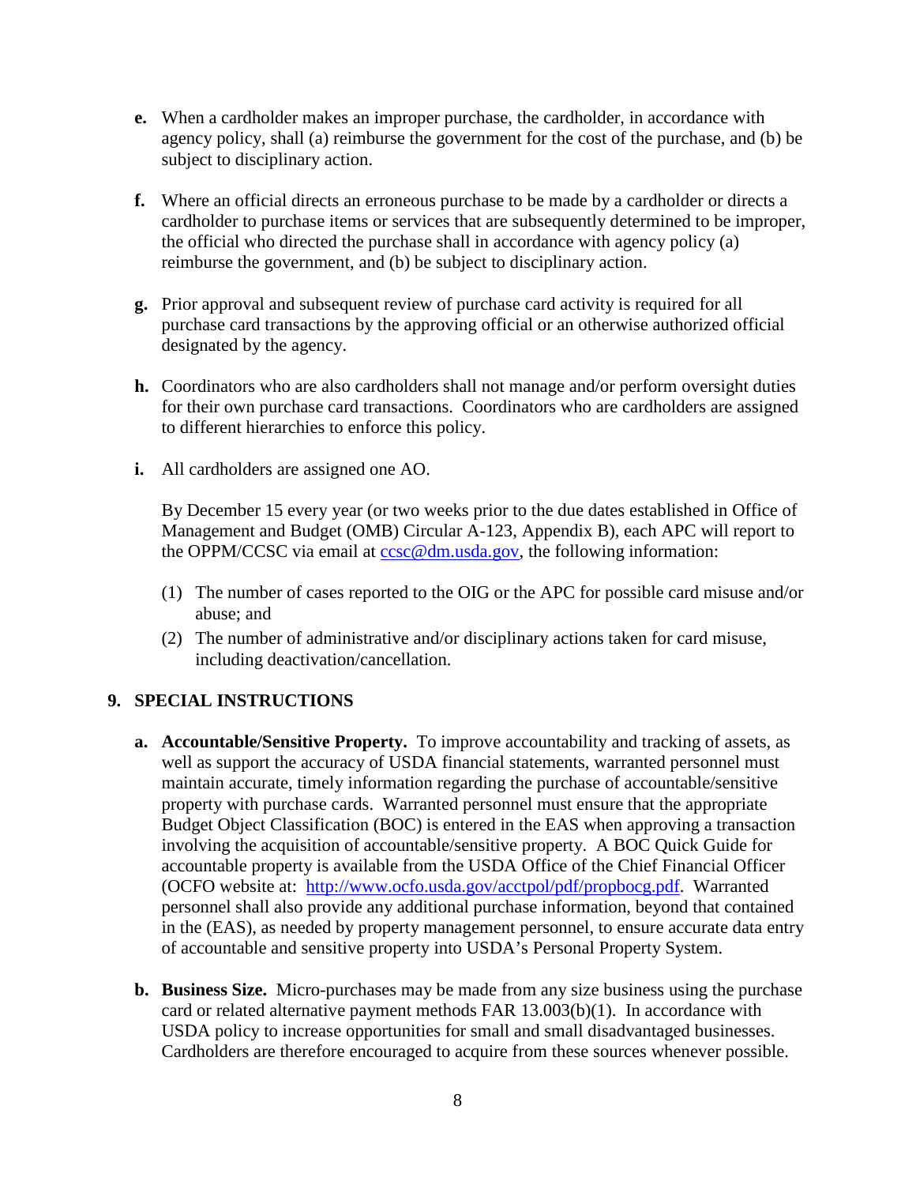**e.** When a cardholder makes an improper purchase, the cardholder, in accordance with agency policy, shall (a) reimburse the government for the cost of the purchase, and (b) be subject to disciplinary action.

**f.** Where an official directs an erroneous purchase to be made by a cardholder or directs a cardholder to purchase items or services that are subsequently determined to be improper, the official who directed the purchase shall in accordance with agency policy (a) reimburse the government, and (b) be subject to disciplinary action.

**g.** Prior approval and subsequent review of purchase card activity is required for all purchase card transactions by the approving official or an otherwise authorized official designated by the agency.

**h.** Coordinators who are also cardholders shall not manage and/or perform oversight duties for their own purchase card transactions. Coordinators who are cardholders are assigned to different hierarchies to enforce this policy.

**i.** All cardholders are assigned one AO.

By December 15 every year (or two weeks prior to the due dates established in Office of Management and Budget (OMB) Circular A-123, Appendix B), each APC will report to the OPPM/CCSC via email at ccsc@dm.usda.gov, the following information:

(1) The number of cases reported to the OIG or the APC for possible card misuse and/or abuse; and

(2) The number of administrative and/or disciplinary actions taken for card misuse, including deactivation/cancellation.

## 9. SPECIAL INSTRUCTIONS

**a. Accountable/Sensitive Property.** To improve accountability and tracking of assets, as well as support the accuracy of USDA financial statements, warranted personnel must maintain accurate, timely information regarding the purchase of accountable/sensitive property with purchase cards. Warranted personnel must ensure that the appropriate Budget Object Classification (BOC) is entered in the EAS when approving a transaction involving the acquisition of accountable/sensitive property. A BOC Quick Guide for accountable property is available from the USDA Office of the Chief Financial Officer (OCFO website at: http://www.ocfo.usda.gov/acctpol/pdf/propbocg.pdf. Warranted personnel shall also provide any additional purchase information, beyond that contained in the (EAS), as needed by property management personnel, to ensure accurate data entry of accountable and sensitive property into USDA's Personal Property System.

**b. Business Size.** Micro-purchases may be made from any size business using the purchase card or related alternative payment methods FAR 13.003(b)(1). In accordance with USDA policy to increase opportunities for small and small disadvantaged businesses. Cardholders are therefore encouraged to acquire from these sources whenever possible.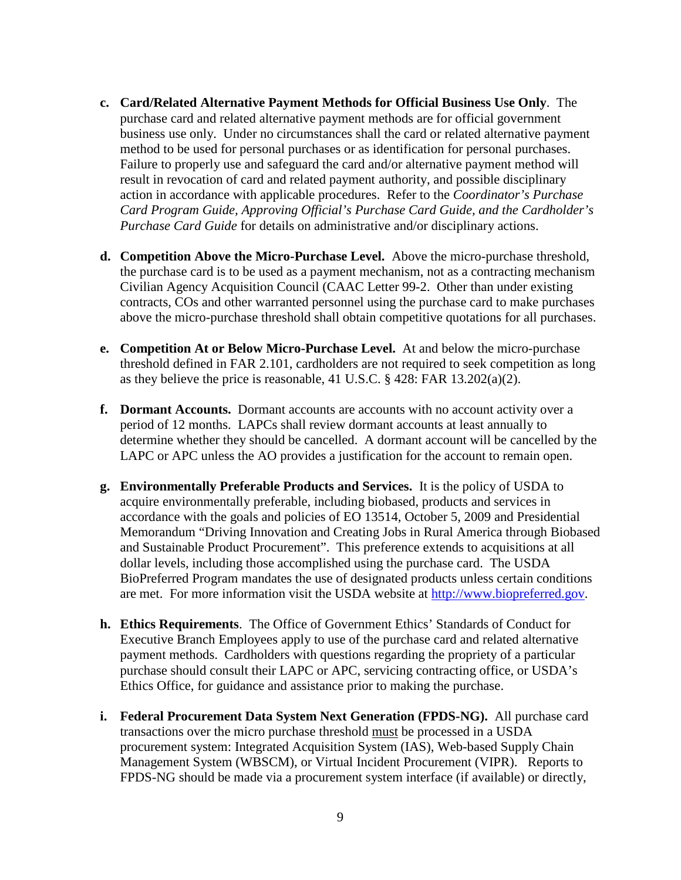**c. Card/Related Alternative Payment Methods for Official Business Use Only**. The purchase card and related alternative payment methods are for official government business use only. Under no circumstances shall the card or related alternative payment method to be used for personal purchases or as identification for personal purchases. Failure to properly use and safeguard the card and/or alternative payment method will result in revocation of card and related payment authority, and possible disciplinary action in accordance with applicable procedures. Refer to the *Coordinator's Purchase Card Program Guide, Approving Official's Purchase Card Guide, and the Cardholder's Purchase Card Guide* for details on administrative and/or disciplinary actions.

**d. Competition Above the Micro-Purchase Level.** Above the micro-purchase threshold, the purchase card is to be used as a payment mechanism, not as a contracting mechanism Civilian Agency Acquisition Council (CAAC Letter 99-2. Other than under existing contracts, COs and other warranted personnel using the purchase card to make purchases above the micro-purchase threshold shall obtain competitive quotations for all purchases.

**e. Competition At or Below Micro-Purchase Level.** At and below the micro-purchase threshold defined in FAR 2.101, cardholders are not required to seek competition as long as they believe the price is reasonable, 41 U.S.C. § 428: FAR 13.202(a)(2).

**f. Dormant Accounts.** Dormant accounts are accounts with no account activity over a period of 12 months. LAPCs shall review dormant accounts at least annually to determine whether they should be cancelled. A dormant account will be cancelled by the LAPC or APC unless the AO provides a justification for the account to remain open.

**g. Environmentally Preferable Products and Services.** It is the policy of USDA to acquire environmentally preferable, including biobased, products and services in accordance with the goals and policies of EO 13514, October 5, 2009 and Presidential Memorandum "Driving Innovation and Creating Jobs in Rural America through Biobased and Sustainable Product Procurement". This preference extends to acquisitions at all dollar levels, including those accomplished using the purchase card. The USDA BioPreferred Program mandates the use of designated products unless certain conditions are met. For more information visit the USDA website at [http://www.biopreferred.gov](http://www.biopreferred.gov).

**h. Ethics Requirements**. The Office of Government Ethics' Standards of Conduct for Executive Branch Employees apply to use of the purchase card and related alternative payment methods. Cardholders with questions regarding the propriety of a particular purchase should consult their LAPC or APC, servicing contracting office, or USDA's Ethics Office, for guidance and assistance prior to making the purchase.

**i. Federal Procurement Data System Next Generation (FPDS-NG).** All purchase card transactions over the micro purchase threshold <u>must</u> be processed in a USDA procurement system: Integrated Acquisition System (IAS), Web-based Supply Chain Management System (WBSCM), or Virtual Incident Procurement (VIPR). Reports to FPDS-NG should be made via a procurement system interface (if available) or directly,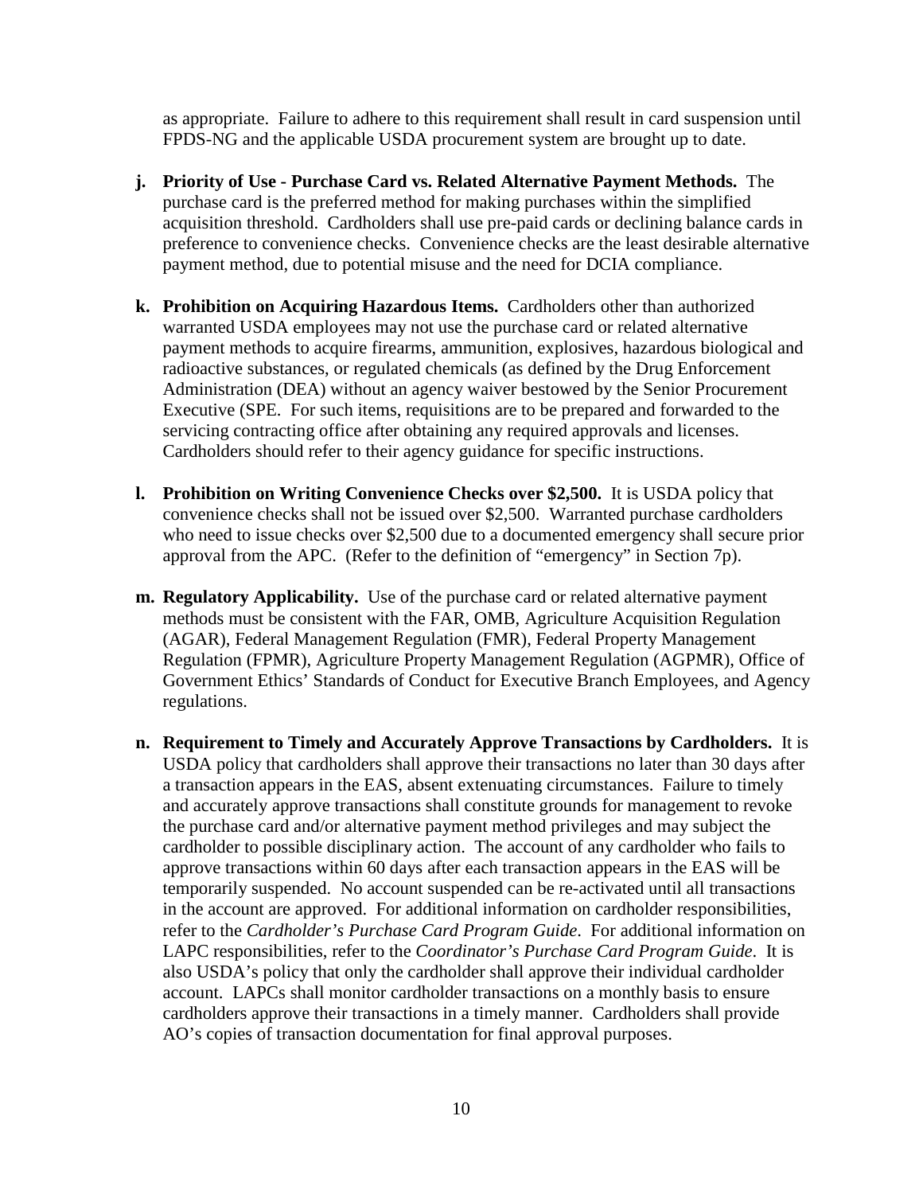as appropriate. Failure to adhere to this requirement shall result in card suspension until FPDS-NG and the applicable USDA procurement system are brought up to date.

**j. Priority of Use - Purchase Card vs. Related Alternative Payment Methods.** The purchase card is the preferred method for making purchases within the simplified acquisition threshold. Cardholders shall use pre-paid cards or declining balance cards in preference to convenience checks. Convenience checks are the least desirable alternative payment method, due to potential misuse and the need for DCIA compliance.

**k. Prohibition on Acquiring Hazardous Items.** Cardholders other than authorized warranted USDA employees may not use the purchase card or related alternative payment methods to acquire firearms, ammunition, explosives, hazardous biological and radioactive substances, or regulated chemicals (as defined by the Drug Enforcement Administration (DEA) without an agency waiver bestowed by the Senior Procurement Executive (SPE. For such items, requisitions are to be prepared and forwarded to the servicing contracting office after obtaining any required approvals and licenses. Cardholders should refer to their agency guidance for specific instructions.

**l. Prohibition on Writing Convenience Checks over $2,500.** It is USDA policy that convenience checks shall not be issued over $2,500. Warranted purchase cardholders who need to issue checks over $2,500 due to a documented emergency shall secure prior approval from the APC. (Refer to the definition of "emergency" in Section 7p).

**m. Regulatory Applicability.** Use of the purchase card or related alternative payment methods must be consistent with the FAR, OMB, Agriculture Acquisition Regulation (AGAR), Federal Management Regulation (FMR), Federal Property Management Regulation (FPMR), Agriculture Property Management Regulation (AGPMR), Office of Government Ethics' Standards of Conduct for Executive Branch Employees, and Agency regulations.

**n. Requirement to Timely and Accurately Approve Transactions by Cardholders.** It is USDA policy that cardholders shall approve their transactions no later than 30 days after a transaction appears in the EAS, absent extenuating circumstances. Failure to timely and accurately approve transactions shall constitute grounds for management to revoke the purchase card and/or alternative payment method privileges and may subject the cardholder to possible disciplinary action. The account of any cardholder who fails to approve transactions within 60 days after each transaction appears in the EAS will be temporarily suspended. No account suspended can be re-activated until all transactions in the account are approved. For additional information on cardholder responsibilities, refer to the *Cardholder's Purchase Card Program Guide*. For additional information on LAPC responsibilities, refer to the *Coordinator's Purchase Card Program Guide*. It is also USDA's policy that only the cardholder shall approve their individual cardholder account. LAPCs shall monitor cardholder transactions on a monthly basis to ensure cardholders approve their transactions in a timely manner. Cardholders shall provide AO's copies of transaction documentation for final approval purposes.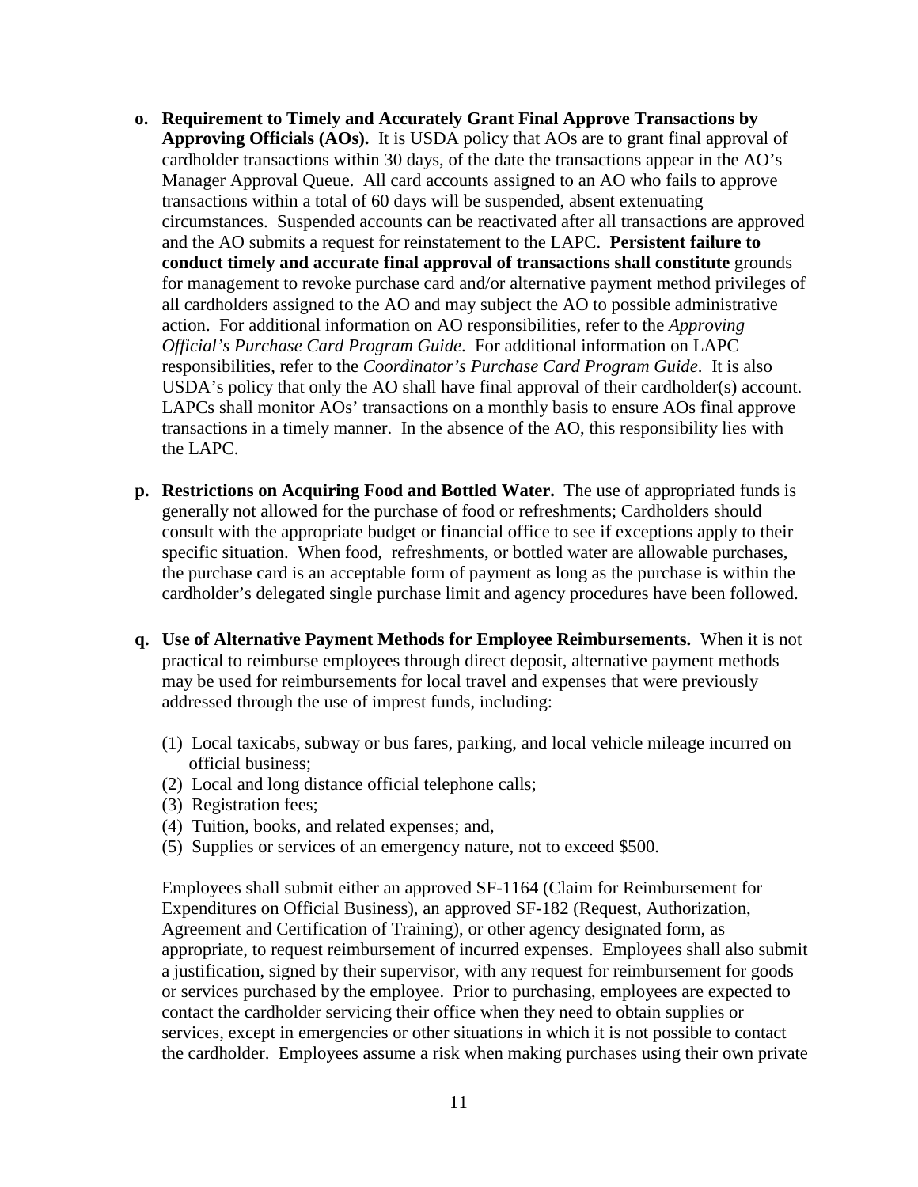**o. Requirement to Timely and Accurately Grant Final Approve Transactions by Approving Officials (AOs).** It is USDA policy that AOs are to grant final approval of cardholder transactions within 30 days, of the date the transactions appear in the AO's Manager Approval Queue. All card accounts assigned to an AO who fails to approve transactions within a total of 60 days will be suspended, absent extenuating circumstances. Suspended accounts can be reactivated after all transactions are approved and the AO submits a request for reinstatement to the LAPC. **Persistent failure to conduct timely and accurate final approval of transactions shall constitute** grounds for management to revoke purchase card and/or alternative payment method privileges of all cardholders assigned to the AO and may subject the AO to possible administrative action. For additional information on AO responsibilities, refer to the *Approving Official's Purchase Card Program Guide*. For additional information on LAPC responsibilities, refer to the *Coordinator's Purchase Card Program Guide*. It is also USDA's policy that only the AO shall have final approval of their cardholder(s) account. LAPCs shall monitor AOs' transactions on a monthly basis to ensure AOs final approve transactions in a timely manner. In the absence of the AO, this responsibility lies with the LAPC.

**p. Restrictions on Acquiring Food and Bottled Water.** The use of appropriated funds is generally not allowed for the purchase of food or refreshments; Cardholders should consult with the appropriate budget or financial office to see if exceptions apply to their specific situation. When food, refreshments, or bottled water are allowable purchases, the purchase card is an acceptable form of payment as long as the purchase is within the cardholder's delegated single purchase limit and agency procedures have been followed.

**q. Use of Alternative Payment Methods for Employee Reimbursements.** When it is not practical to reimburse employees through direct deposit, alternative payment methods may be used for reimbursements for local travel and expenses that were previously addressed through the use of imprest funds, including:

(1) Local taxicabs, subway or bus fares, parking, and local vehicle mileage incurred on official business;
(2) Local and long distance official telephone calls;
(3) Registration fees;
(4) Tuition, books, and related expenses; and,
(5) Supplies or services of an emergency nature, not to exceed $500.

Employees shall submit either an approved SF-1164 (Claim for Reimbursement for Expenditures on Official Business), an approved SF-182 (Request, Authorization, Agreement and Certification of Training), or other agency designated form, as appropriate, to request reimbursement of incurred expenses. Employees shall also submit a justification, signed by their supervisor, with any request for reimbursement for goods or services purchased by the employee. Prior to purchasing, employees are expected to contact the cardholder servicing their office when they need to obtain supplies or services, except in emergencies or other situations in which it is not possible to contact the cardholder. Employees assume a risk when making purchases using their own private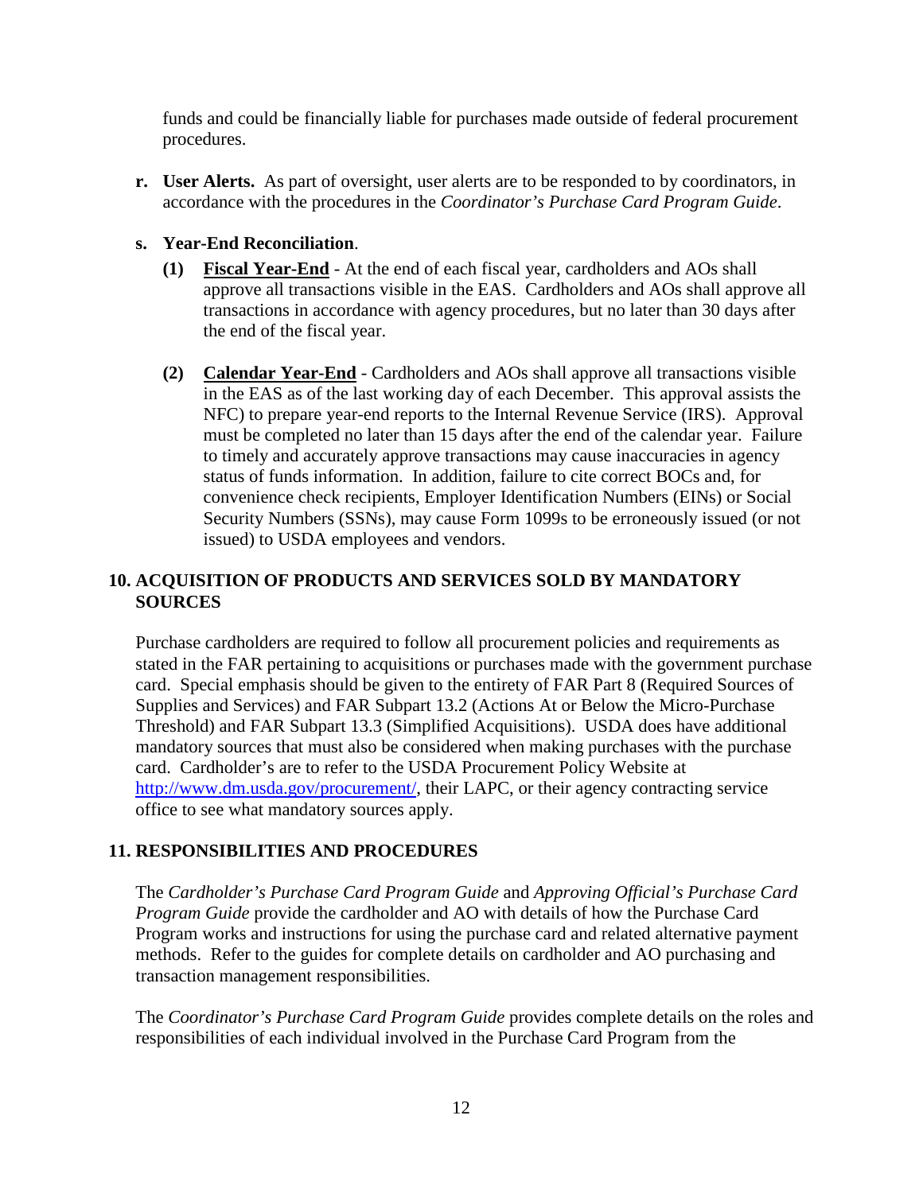funds and could be financially liable for purchases made outside of federal procurement procedures.

**r. User Alerts.** As part of oversight, user alerts are to be responded to by coordinators, in accordance with the procedures in the *Coordinator's Purchase Card Program Guide*.

**s. Year-End Reconciliation**.

**(1)** **Fiscal Year-End** - At the end of each fiscal year, cardholders and AOs shall approve all transactions visible in the EAS. Cardholders and AOs shall approve all transactions in accordance with agency procedures, but no later than 30 days after the end of the fiscal year.

**(2)** **Calendar Year-End** - Cardholders and AOs shall approve all transactions visible in the EAS as of the last working day of each December. This approval assists the NFC) to prepare year-end reports to the Internal Revenue Service (IRS). Approval must be completed no later than 15 days after the end of the calendar year. Failure to timely and accurately approve transactions may cause inaccuracies in agency status of funds information. In addition, failure to cite correct BOCs and, for convenience check recipients, Employer Identification Numbers (EINs) or Social Security Numbers (SSNs), may cause Form 1099s to be erroneously issued (or not issued) to USDA employees and vendors.

## 10. ACQUISITION OF PRODUCTS AND SERVICES SOLD BY MANDATORY SOURCES

Purchase cardholders are required to follow all procurement policies and requirements as stated in the FAR pertaining to acquisitions or purchases made with the government purchase card. Special emphasis should be given to the entirety of FAR Part 8 (Required Sources of Supplies and Services) and FAR Subpart 13.2 (Actions At or Below the Micro-Purchase Threshold) and FAR Subpart 13.3 (Simplified Acquisitions). USDA does have additional mandatory sources that must also be considered when making purchases with the purchase card. Cardholder's are to refer to the USDA Procurement Policy Website at [http://www.dm.usda.gov/procurement/](http://www.dm.usda.gov/procurement/), their LAPC, or their agency contracting service office to see what mandatory sources apply.

## 11. RESPONSIBILITIES AND PROCEDURES

The *Cardholder's Purchase Card Program Guide* and *Approving Official's Purchase Card Program Guide* provide the cardholder and AO with details of how the Purchase Card Program works and instructions for using the purchase card and related alternative payment methods. Refer to the guides for complete details on cardholder and AO purchasing and transaction management responsibilities.

The *Coordinator's Purchase Card Program Guide* provides complete details on the roles and responsibilities of each individual involved in the Purchase Card Program from the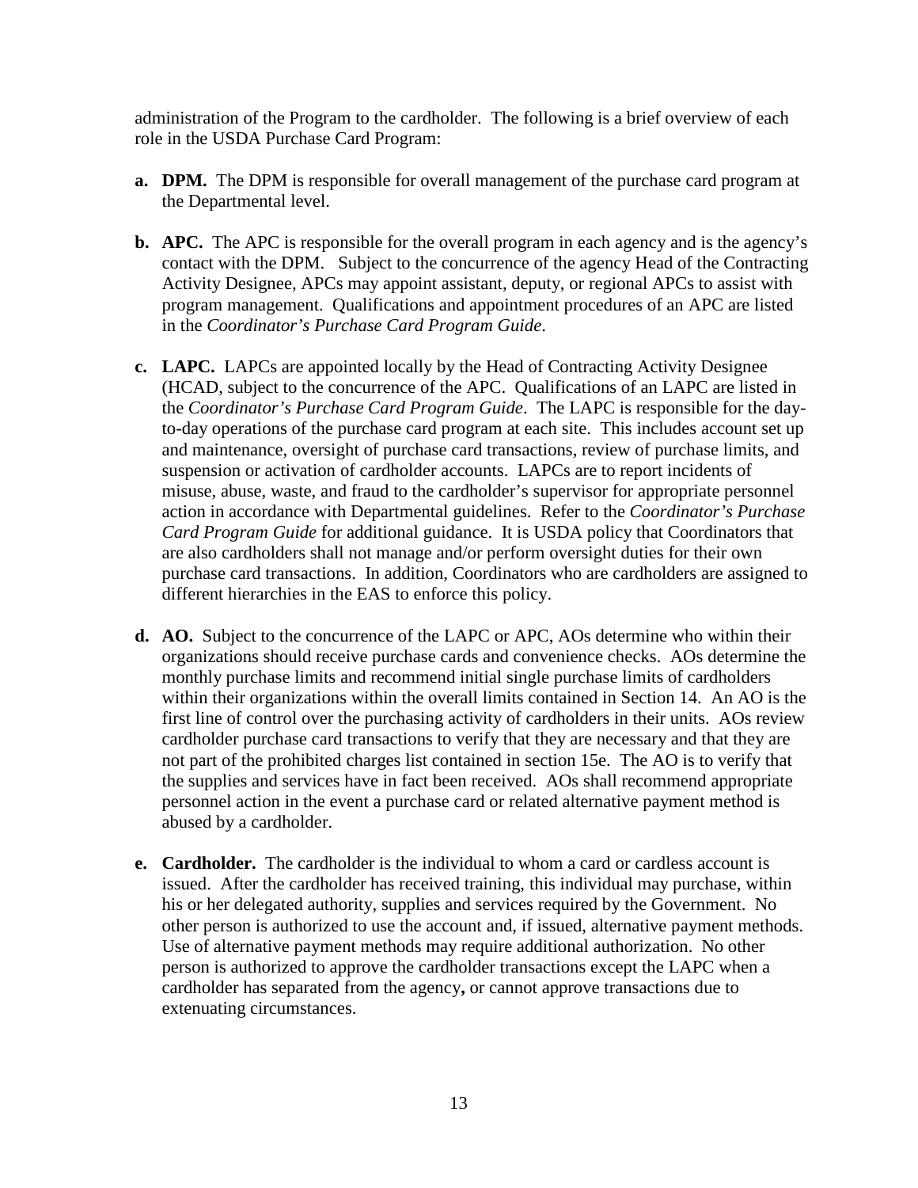administration of the Program to the cardholder. The following is a brief overview of each role in the USDA Purchase Card Program:

a. **DPM.** The DPM is responsible for overall management of the purchase card program at the Departmental level.

b. **APC.** The APC is responsible for the overall program in each agency and is the agency's contact with the DPM. Subject to the concurrence of the agency Head of the Contracting Activity Designee, APCs may appoint assistant, deputy, or regional APCs to assist with program management. Qualifications and appointment procedures of an APC are listed in the *Coordinator's Purchase Card Program Guide*.

c. **LAPC.** LAPCs are appointed locally by the Head of Contracting Activity Designee (HCAD, subject to the concurrence of the APC. Qualifications of an LAPC are listed in the *Coordinator's Purchase Card Program Guide*. The LAPC is responsible for the day-to-day operations of the purchase card program at each site. This includes account set up and maintenance, oversight of purchase card transactions, review of purchase limits, and suspension or activation of cardholder accounts. LAPCs are to report incidents of misuse, abuse, waste, and fraud to the cardholder's supervisor for appropriate personnel action in accordance with Departmental guidelines. Refer to the *Coordinator's Purchase Card Program Guide* for additional guidance. It is USDA policy that Coordinators that are also cardholders shall not manage and/or perform oversight duties for their own purchase card transactions. In addition, Coordinators who are cardholders are assigned to different hierarchies in the EAS to enforce this policy.

d. **AO.** Subject to the concurrence of the LAPC or APC, AOs determine who within their organizations should receive purchase cards and convenience checks. AOs determine the monthly purchase limits and recommend initial single purchase limits of cardholders within their organizations within the overall limits contained in Section 14. An AO is the first line of control over the purchasing activity of cardholders in their units. AOs review cardholder purchase card transactions to verify that they are necessary and that they are not part of the prohibited charges list contained in section 15e. The AO is to verify that the supplies and services have in fact been received. AOs shall recommend appropriate personnel action in the event a purchase card or related alternative payment method is abused by a cardholder.

e. **Cardholder.** The cardholder is the individual to whom a card or cardless account is issued. After the cardholder has received training, this individual may purchase, within his or her delegated authority, supplies and services required by the Government. No other person is authorized to use the account and, if issued, alternative payment methods. Use of alternative payment methods may require additional authorization. No other person is authorized to approve the cardholder transactions except the LAPC when a cardholder has separated from the agency**,** or cannot approve transactions due to extenuating circumstances.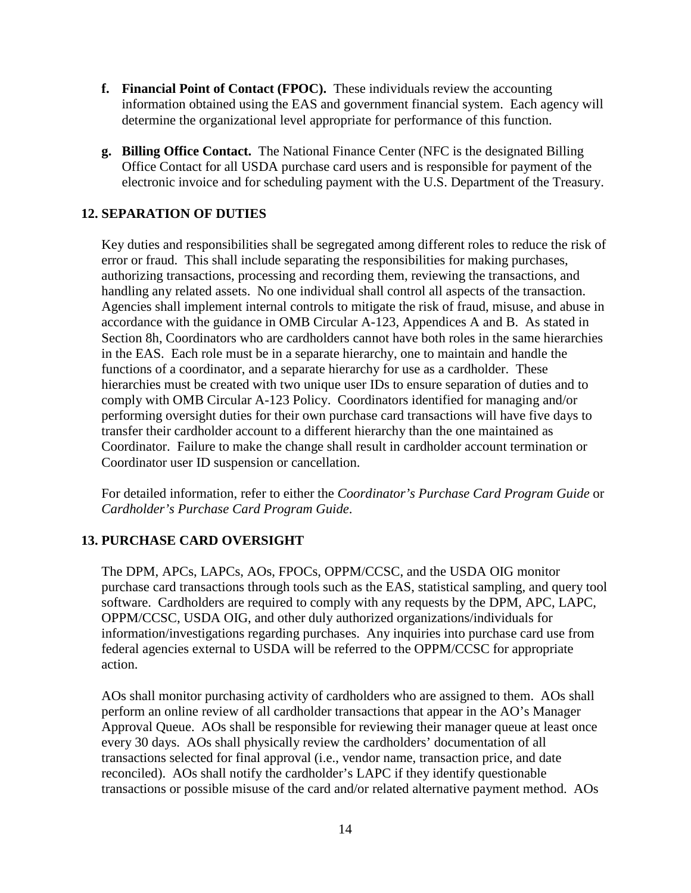**f. Financial Point of Contact (FPOC).** These individuals review the accounting information obtained using the EAS and government financial system. Each agency will determine the organizational level appropriate for performance of this function.

**g. Billing Office Contact.** The National Finance Center (NFC is the designated Billing Office Contact for all USDA purchase card users and is responsible for payment of the electronic invoice and for scheduling payment with the U.S. Department of the Treasury.

## 12. SEPARATION OF DUTIES

Key duties and responsibilities shall be segregated among different roles to reduce the risk of error or fraud. This shall include separating the responsibilities for making purchases, authorizing transactions, processing and recording them, reviewing the transactions, and handling any related assets. No one individual shall control all aspects of the transaction. Agencies shall implement internal controls to mitigate the risk of fraud, misuse, and abuse in accordance with the guidance in OMB Circular A-123, Appendices A and B. As stated in Section 8h, Coordinators who are cardholders cannot have both roles in the same hierarchies in the EAS. Each role must be in a separate hierarchy, one to maintain and handle the functions of a coordinator, and a separate hierarchy for use as a cardholder. These hierarchies must be created with two unique user IDs to ensure separation of duties and to comply with OMB Circular A-123 Policy. Coordinators identified for managing and/or performing oversight duties for their own purchase card transactions will have five days to transfer their cardholder account to a different hierarchy than the one maintained as Coordinator. Failure to make the change shall result in cardholder account termination or Coordinator user ID suspension or cancellation.

For detailed information, refer to either the *Coordinator's Purchase Card Program Guide* or *Cardholder's Purchase Card Program Guide*.

## 13. PURCHASE CARD OVERSIGHT

The DPM, APCs, LAPCs, AOs, FPOCs, OPPM/CCSC, and the USDA OIG monitor purchase card transactions through tools such as the EAS, statistical sampling, and query tool software. Cardholders are required to comply with any requests by the DPM, APC, LAPC, OPPM/CCSC, USDA OIG, and other duly authorized organizations/individuals for information/investigations regarding purchases. Any inquiries into purchase card use from federal agencies external to USDA will be referred to the OPPM/CCSC for appropriate action.

AOs shall monitor purchasing activity of cardholders who are assigned to them. AOs shall perform an online review of all cardholder transactions that appear in the AO's Manager Approval Queue. AOs shall be responsible for reviewing their manager queue at least once every 30 days. AOs shall physically review the cardholders' documentation of all transactions selected for final approval (i.e., vendor name, transaction price, and date reconciled). AOs shall notify the cardholder's LAPC if they identify questionable transactions or possible misuse of the card and/or related alternative payment method. AOs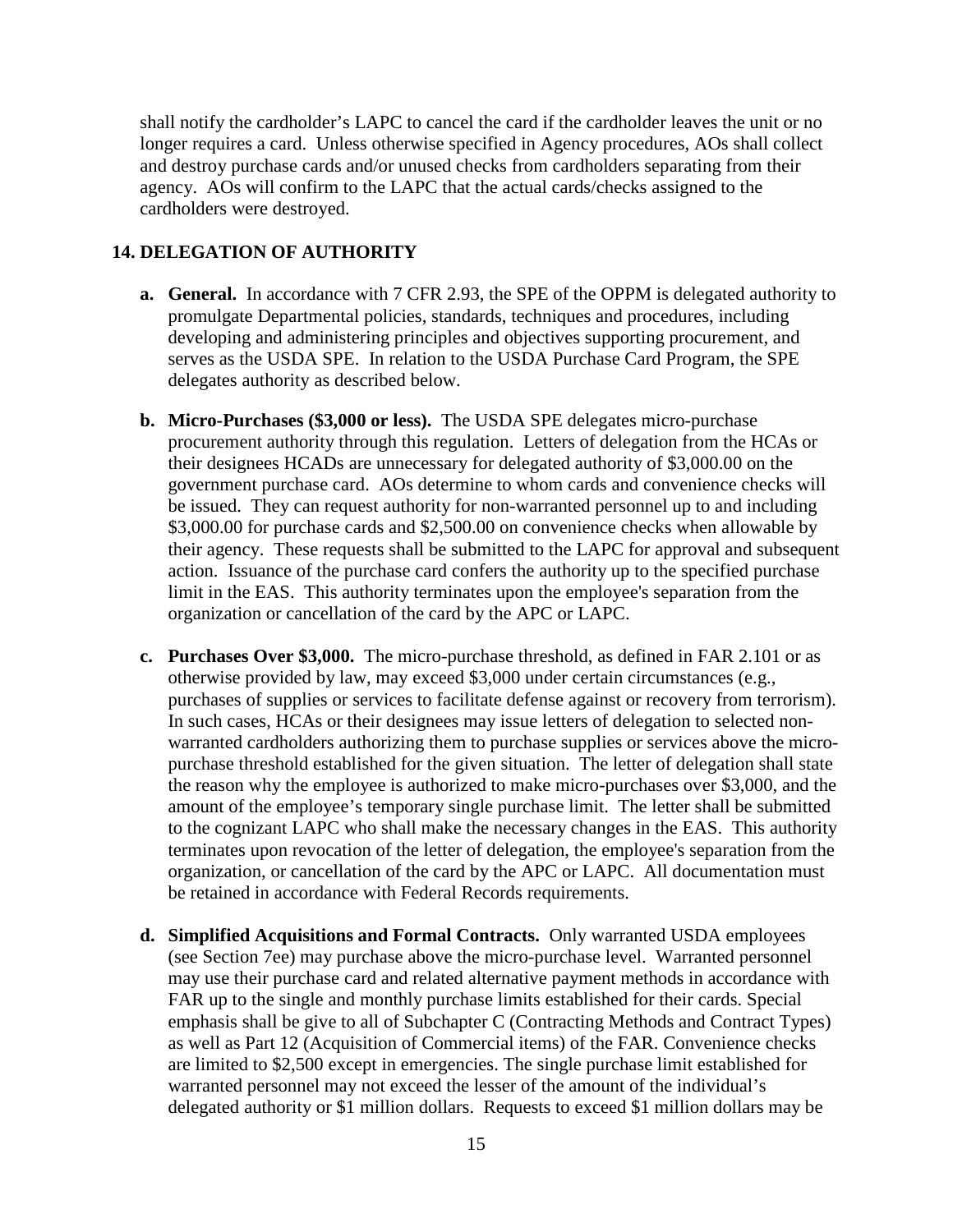shall notify the cardholder's LAPC to cancel the card if the cardholder leaves the unit or no longer requires a card. Unless otherwise specified in Agency procedures, AOs shall collect and destroy purchase cards and/or unused checks from cardholders separating from their agency. AOs will confirm to the LAPC that the actual cards/checks assigned to the cardholders were destroyed.

## 14. DELEGATION OF AUTHORITY

**a. General.** In accordance with 7 CFR 2.93, the SPE of the OPPM is delegated authority to promulgate Departmental policies, standards, techniques and procedures, including developing and administering principles and objectives supporting procurement, and serves as the USDA SPE. In relation to the USDA Purchase Card Program, the SPE delegates authority as described below.

**b. Micro-Purchases ($3,000 or less).** The USDA SPE delegates micro-purchase procurement authority through this regulation. Letters of delegation from the HCAs or their designees HCADs are unnecessary for delegated authority of $3,000.00 on the government purchase card. AOs determine to whom cards and convenience checks will be issued. They can request authority for non-warranted personnel up to and including $3,000.00 for purchase cards and $2,500.00 on convenience checks when allowable by their agency. These requests shall be submitted to the LAPC for approval and subsequent action. Issuance of the purchase card confers the authority up to the specified purchase limit in the EAS. This authority terminates upon the employee's separation from the organization or cancellation of the card by the APC or LAPC.

**c. Purchases Over $3,000.** The micro-purchase threshold, as defined in FAR 2.101 or as otherwise provided by law, may exceed $3,000 under certain circumstances (e.g., purchases of supplies or services to facilitate defense against or recovery from terrorism). In such cases, HCAs or their designees may issue letters of delegation to selected non-warranted cardholders authorizing them to purchase supplies or services above the micro-purchase threshold established for the given situation. The letter of delegation shall state the reason why the employee is authorized to make micro-purchases over $3,000, and the amount of the employee's temporary single purchase limit. The letter shall be submitted to the cognizant LAPC who shall make the necessary changes in the EAS. This authority terminates upon revocation of the letter of delegation, the employee's separation from the organization, or cancellation of the card by the APC or LAPC. All documentation must be retained in accordance with Federal Records requirements.

**d. Simplified Acquisitions and Formal Contracts.** Only warranted USDA employees (see Section 7ee) may purchase above the micro-purchase level. Warranted personnel may use their purchase card and related alternative payment methods in accordance with FAR up to the single and monthly purchase limits established for their cards. Special emphasis shall be give to all of Subchapter C (Contracting Methods and Contract Types) as well as Part 12 (Acquisition of Commercial items) of the FAR. Convenience checks are limited to $2,500 except in emergencies. The single purchase limit established for warranted personnel may not exceed the lesser of the amount of the individual's delegated authority or $1 million dollars. Requests to exceed $1 million dollars may be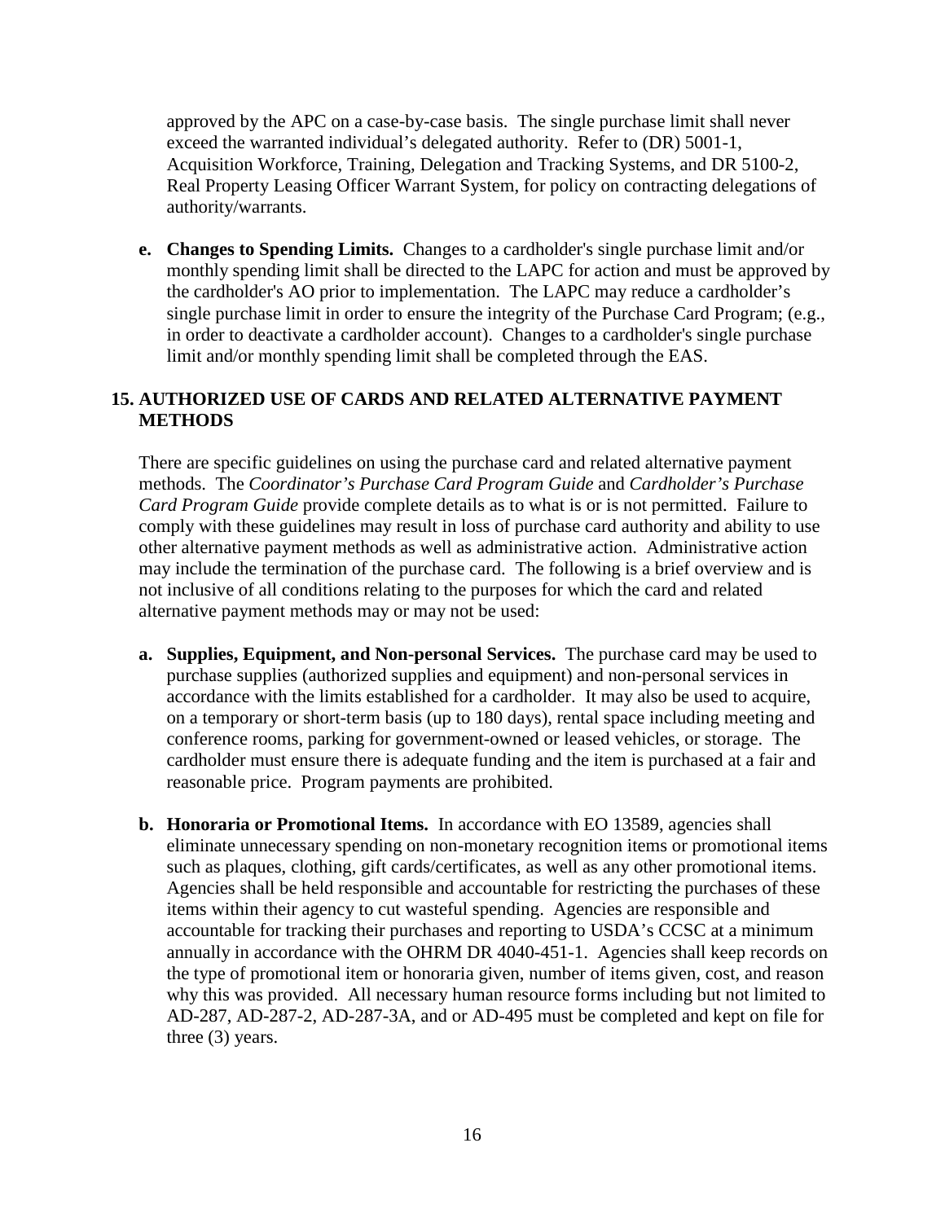approved by the APC on a case-by-case basis. The single purchase limit shall never exceed the warranted individual's delegated authority. Refer to (DR) 5001-1, Acquisition Workforce, Training, Delegation and Tracking Systems, and DR 5100-2, Real Property Leasing Officer Warrant System, for policy on contracting delegations of authority/warrants.

**e. Changes to Spending Limits.** Changes to a cardholder's single purchase limit and/or monthly spending limit shall be directed to the LAPC for action and must be approved by the cardholder's AO prior to implementation. The LAPC may reduce a cardholder's single purchase limit in order to ensure the integrity of the Purchase Card Program; (e.g., in order to deactivate a cardholder account). Changes to a cardholder's single purchase limit and/or monthly spending limit shall be completed through the EAS.

## 15. AUTHORIZED USE OF CARDS AND RELATED ALTERNATIVE PAYMENT METHODS

There are specific guidelines on using the purchase card and related alternative payment methods. The *Coordinator's Purchase Card Program Guide* and *Cardholder's Purchase Card Program Guide* provide complete details as to what is or is not permitted. Failure to comply with these guidelines may result in loss of purchase card authority and ability to use other alternative payment methods as well as administrative action. Administrative action may include the termination of the purchase card. The following is a brief overview and is not inclusive of all conditions relating to the purposes for which the card and related alternative payment methods may or may not be used:

**a. Supplies, Equipment, and Non-personal Services.** The purchase card may be used to purchase supplies (authorized supplies and equipment) and non-personal services in accordance with the limits established for a cardholder. It may also be used to acquire, on a temporary or short-term basis (up to 180 days), rental space including meeting and conference rooms, parking for government-owned or leased vehicles, or storage. The cardholder must ensure there is adequate funding and the item is purchased at a fair and reasonable price. Program payments are prohibited.

**b. Honoraria or Promotional Items.** In accordance with EO 13589, agencies shall eliminate unnecessary spending on non-monetary recognition items or promotional items such as plaques, clothing, gift cards/certificates, as well as any other promotional items. Agencies shall be held responsible and accountable for restricting the purchases of these items within their agency to cut wasteful spending. Agencies are responsible and accountable for tracking their purchases and reporting to USDA's CCSC at a minimum annually in accordance with the OHRM DR 4040-451-1. Agencies shall keep records on the type of promotional item or honoraria given, number of items given, cost, and reason why this was provided. All necessary human resource forms including but not limited to AD-287, AD-287-2, AD-287-3A, and or AD-495 must be completed and kept on file for three (3) years.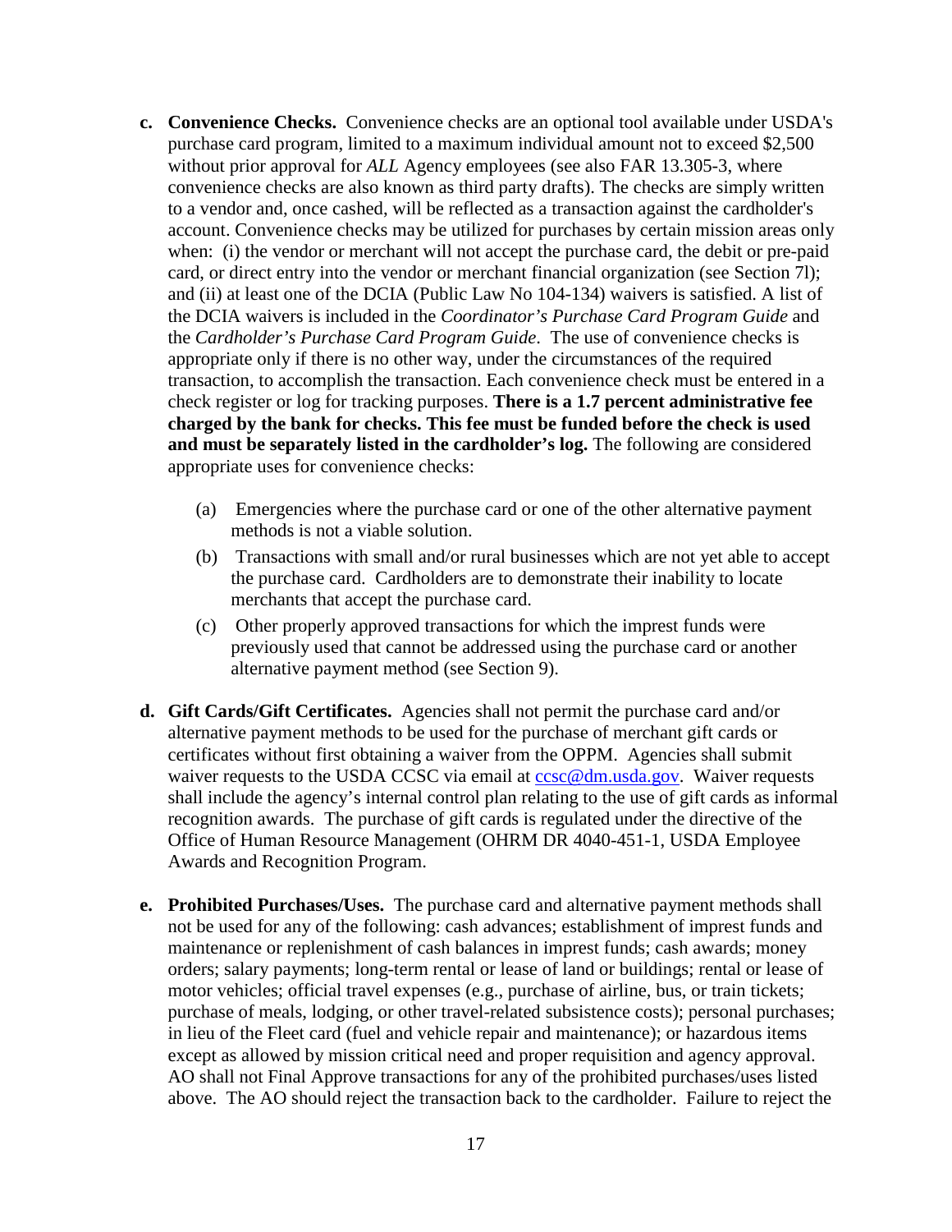**c. Convenience Checks.** Convenience checks are an optional tool available under USDA's purchase card program, limited to a maximum individual amount not to exceed $2,500 without prior approval for *ALL* Agency employees (see also FAR 13.305-3, where convenience checks are also known as third party drafts). The checks are simply written to a vendor and, once cashed, will be reflected as a transaction against the cardholder's account. Convenience checks may be utilized for purchases by certain mission areas only when: (i) the vendor or merchant will not accept the purchase card, the debit or pre-paid card, or direct entry into the vendor or merchant financial organization (see Section 7l); and (ii) at least one of the DCIA (Public Law No 104-134) waivers is satisfied. A list of the DCIA waivers is included in the *Coordinator's Purchase Card Program Guide* and the *Cardholder's Purchase Card Program Guide*. The use of convenience checks is appropriate only if there is no other way, under the circumstances of the required transaction, to accomplish the transaction. Each convenience check must be entered in a check register or log for tracking purposes. **There is a 1.7 percent administrative fee charged by the bank for checks. This fee must be funded before the check is used and must be separately listed in the cardholder's log.** The following are considered appropriate uses for convenience checks:

(a) Emergencies where the purchase card or one of the other alternative payment methods is not a viable solution.

(b) Transactions with small and/or rural businesses which are not yet able to accept the purchase card. Cardholders are to demonstrate their inability to locate merchants that accept the purchase card.

(c) Other properly approved transactions for which the imprest funds were previously used that cannot be addressed using the purchase card or another alternative payment method (see Section 9).

**d. Gift Cards/Gift Certificates.** Agencies shall not permit the purchase card and/or alternative payment methods to be used for the purchase of merchant gift cards or certificates without first obtaining a waiver from the OPPM. Agencies shall submit waiver requests to the USDA CCSC via email at ccsc@dm.usda.gov. Waiver requests shall include the agency's internal control plan relating to the use of gift cards as informal recognition awards. The purchase of gift cards is regulated under the directive of the Office of Human Resource Management (OHRM DR 4040-451-1, USDA Employee Awards and Recognition Program.

**e. Prohibited Purchases/Uses.** The purchase card and alternative payment methods shall not be used for any of the following: cash advances; establishment of imprest funds and maintenance or replenishment of cash balances in imprest funds; cash awards; money orders; salary payments; long-term rental or lease of land or buildings; rental or lease of motor vehicles; official travel expenses (e.g., purchase of airline, bus, or train tickets; purchase of meals, lodging, or other travel-related subsistence costs); personal purchases; in lieu of the Fleet card (fuel and vehicle repair and maintenance); or hazardous items except as allowed by mission critical need and proper requisition and agency approval. AO shall not Final Approve transactions for any of the prohibited purchases/uses listed above. The AO should reject the transaction back to the cardholder. Failure to reject the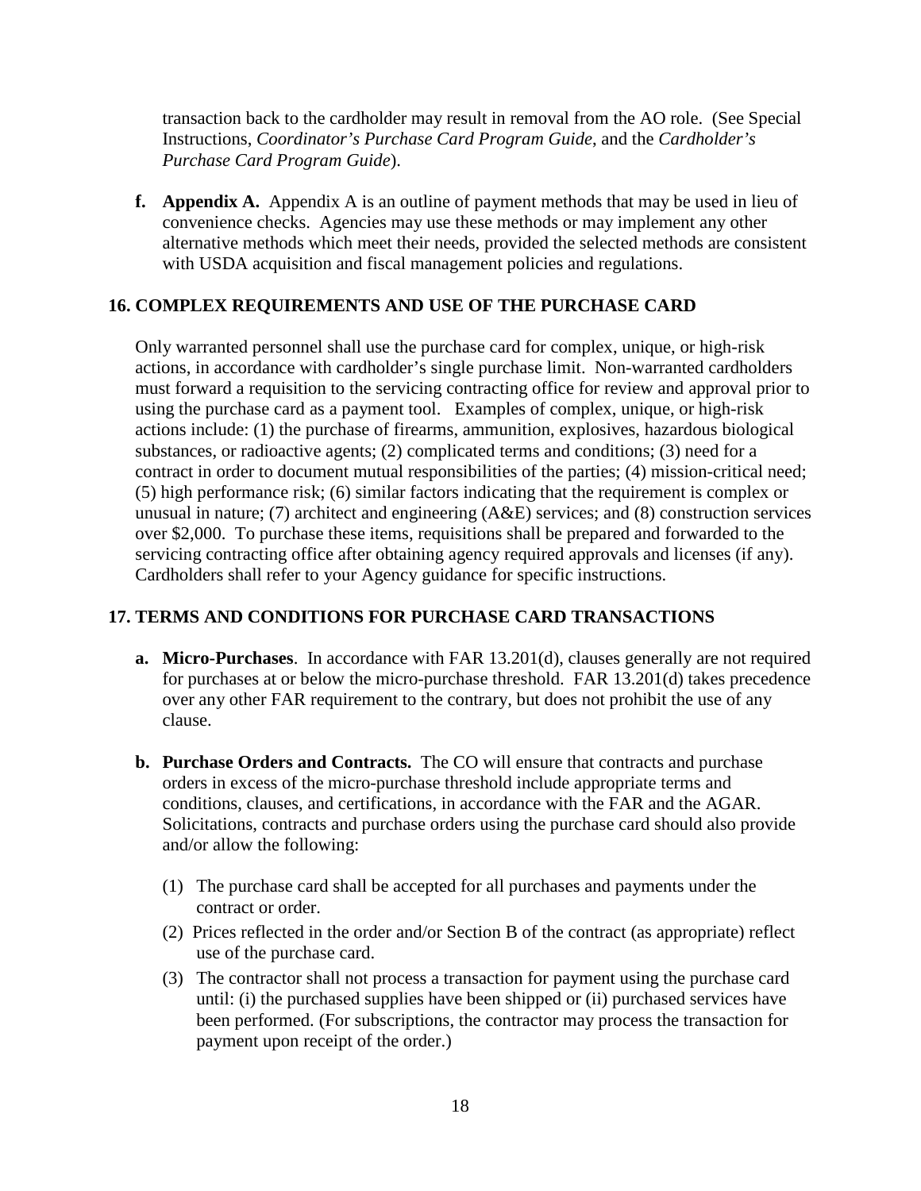transaction back to the cardholder may result in removal from the AO role. (See Special Instructions, *Coordinator's Purchase Card Program Guide*, and the *Cardholder's Purchase Card Program Guide*).

**f. Appendix A.** Appendix A is an outline of payment methods that may be used in lieu of convenience checks. Agencies may use these methods or may implement any other alternative methods which meet their needs, provided the selected methods are consistent with USDA acquisition and fiscal management policies and regulations.

## 16. COMPLEX REQUIREMENTS AND USE OF THE PURCHASE CARD

Only warranted personnel shall use the purchase card for complex, unique, or high-risk actions, in accordance with cardholder's single purchase limit. Non-warranted cardholders must forward a requisition to the servicing contracting office for review and approval prior to using the purchase card as a payment tool. Examples of complex, unique, or high-risk actions include: (1) the purchase of firearms, ammunition, explosives, hazardous biological substances, or radioactive agents; (2) complicated terms and conditions; (3) need for a contract in order to document mutual responsibilities of the parties; (4) mission-critical need; (5) high performance risk; (6) similar factors indicating that the requirement is complex or unusual in nature; (7) architect and engineering (A&E) services; and (8) construction services over $2,000. To purchase these items, requisitions shall be prepared and forwarded to the servicing contracting office after obtaining agency required approvals and licenses (if any). Cardholders shall refer to your Agency guidance for specific instructions.

## 17. TERMS AND CONDITIONS FOR PURCHASE CARD TRANSACTIONS

**a. Micro-Purchases**. In accordance with FAR 13.201(d), clauses generally are not required for purchases at or below the micro-purchase threshold. FAR 13.201(d) takes precedence over any other FAR requirement to the contrary, but does not prohibit the use of any clause.

**b. Purchase Orders and Contracts.** The CO will ensure that contracts and purchase orders in excess of the micro-purchase threshold include appropriate terms and conditions, clauses, and certifications, in accordance with the FAR and the AGAR. Solicitations, contracts and purchase orders using the purchase card should also provide and/or allow the following:

(1) The purchase card shall be accepted for all purchases and payments under the contract or order.

(2) Prices reflected in the order and/or Section B of the contract (as appropriate) reflect use of the purchase card.

(3) The contractor shall not process a transaction for payment using the purchase card until: (i) the purchased supplies have been shipped or (ii) purchased services have been performed. (For subscriptions, the contractor may process the transaction for payment upon receipt of the order.)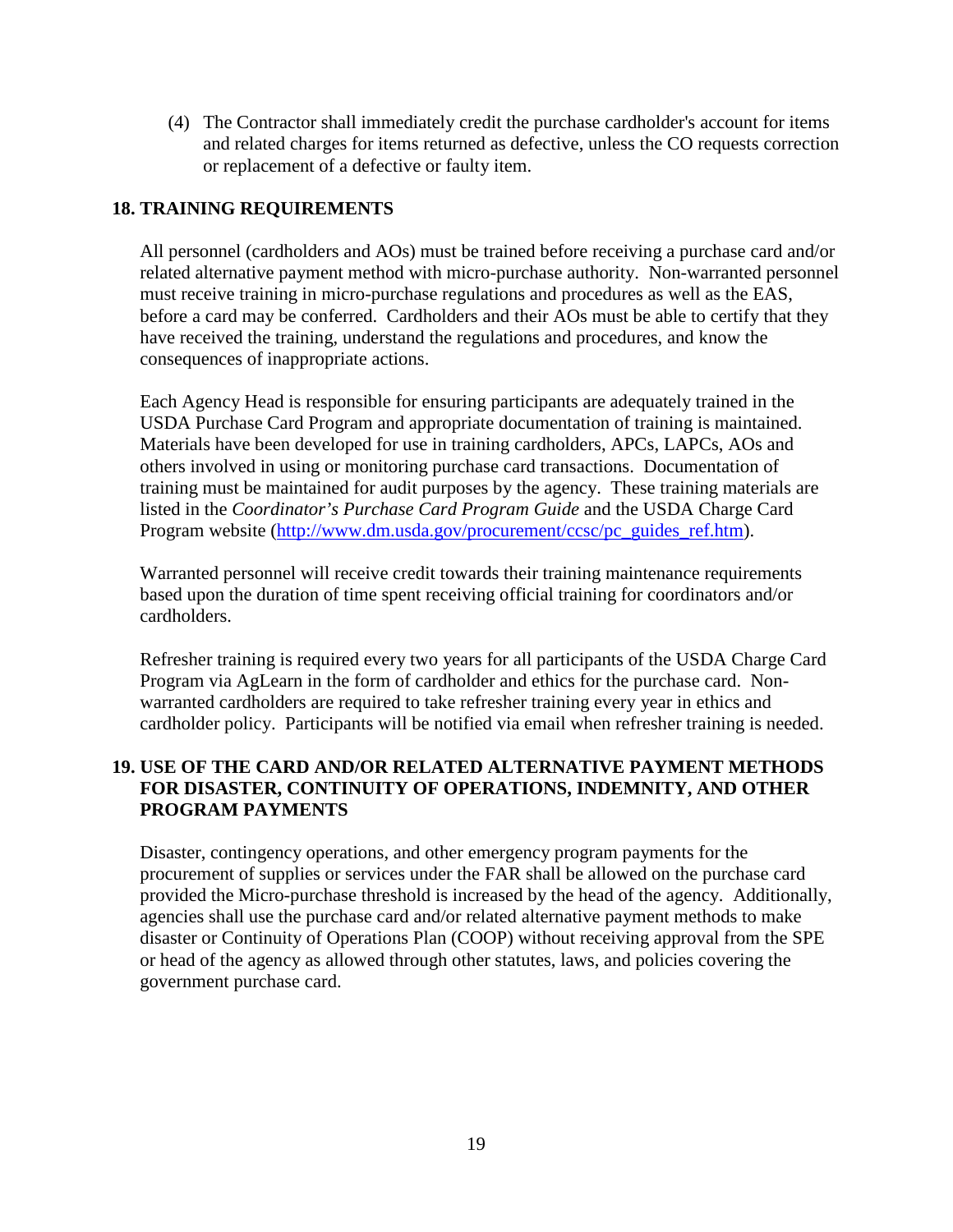(4) The Contractor shall immediately credit the purchase cardholder's account for items and related charges for items returned as defective, unless the CO requests correction or replacement of a defective or faulty item.

## 18. TRAINING REQUIREMENTS

All personnel (cardholders and AOs) must be trained before receiving a purchase card and/or related alternative payment method with micro-purchase authority. Non-warranted personnel must receive training in micro-purchase regulations and procedures as well as the EAS, before a card may be conferred. Cardholders and their AOs must be able to certify that they have received the training, understand the regulations and procedures, and know the consequences of inappropriate actions.

Each Agency Head is responsible for ensuring participants are adequately trained in the USDA Purchase Card Program and appropriate documentation of training is maintained. Materials have been developed for use in training cardholders, APCs, LAPCs, AOs and others involved in using or monitoring purchase card transactions. Documentation of training must be maintained for audit purposes by the agency. These training materials are listed in the *Coordinator's Purchase Card Program Guide* and the USDA Charge Card Program website (http://www.dm.usda.gov/procurement/ccsc/pc_guides_ref.htm).

Warranted personnel will receive credit towards their training maintenance requirements based upon the duration of time spent receiving official training for coordinators and/or cardholders.

Refresher training is required every two years for all participants of the USDA Charge Card Program via AgLearn in the form of cardholder and ethics for the purchase card. Non-warranted cardholders are required to take refresher training every year in ethics and cardholder policy. Participants will be notified via email when refresher training is needed.

## 19. USE OF THE CARD AND/OR RELATED ALTERNATIVE PAYMENT METHODS FOR DISASTER, CONTINUITY OF OPERATIONS, INDEMNITY, AND OTHER PROGRAM PAYMENTS

Disaster, contingency operations, and other emergency program payments for the procurement of supplies or services under the FAR shall be allowed on the purchase card provided the Micro-purchase threshold is increased by the head of the agency. Additionally, agencies shall use the purchase card and/or related alternative payment methods to make disaster or Continuity of Operations Plan (COOP) without receiving approval from the SPE or head of the agency as allowed through other statutes, laws, and policies covering the government purchase card.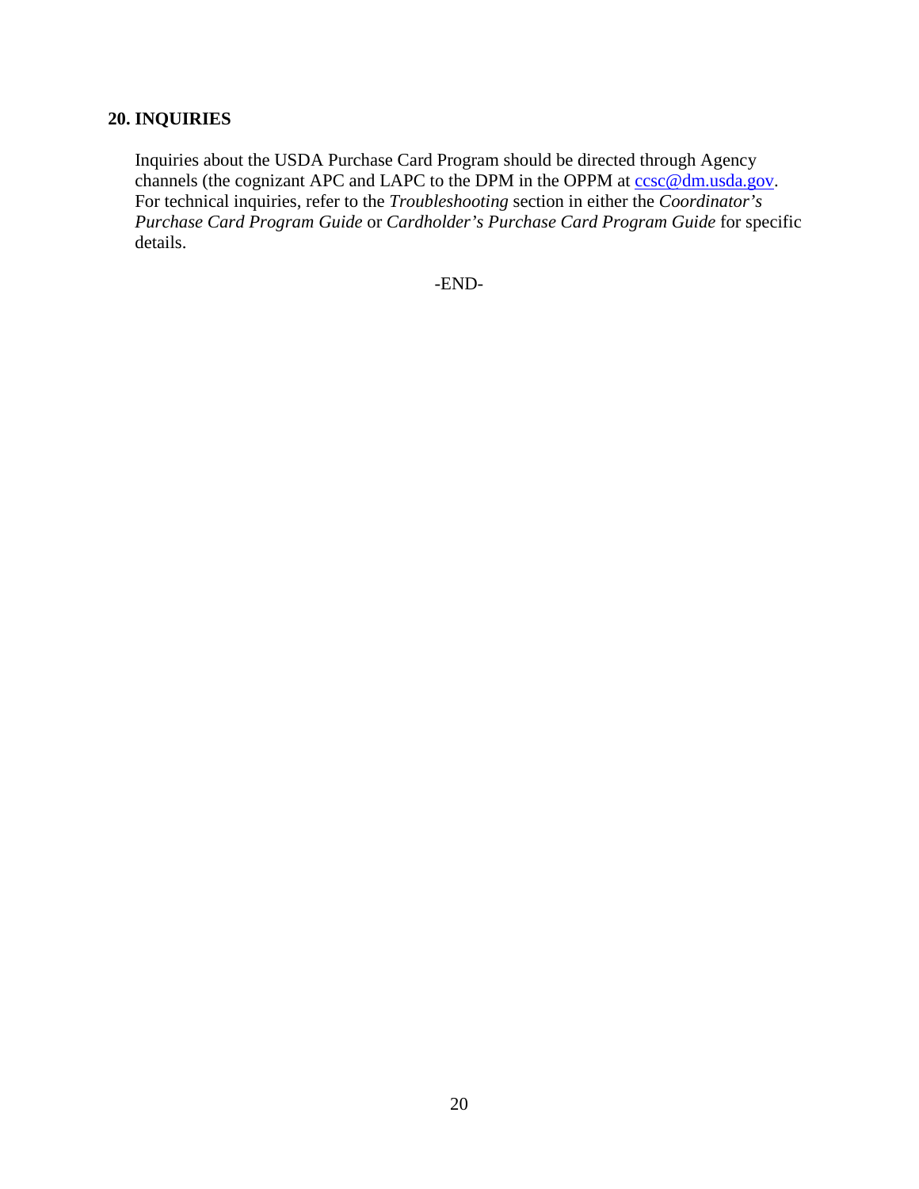## 20. INQUIRIES

Inquiries about the USDA Purchase Card Program should be directed through Agency channels (the cognizant APC and LAPC to the DPM in the OPPM at ccsc@dm.usda.gov. For technical inquiries, refer to the *Troubleshooting* section in either the *Coordinator's Purchase Card Program Guide* or *Cardholder's Purchase Card Program Guide* for specific details.

-END-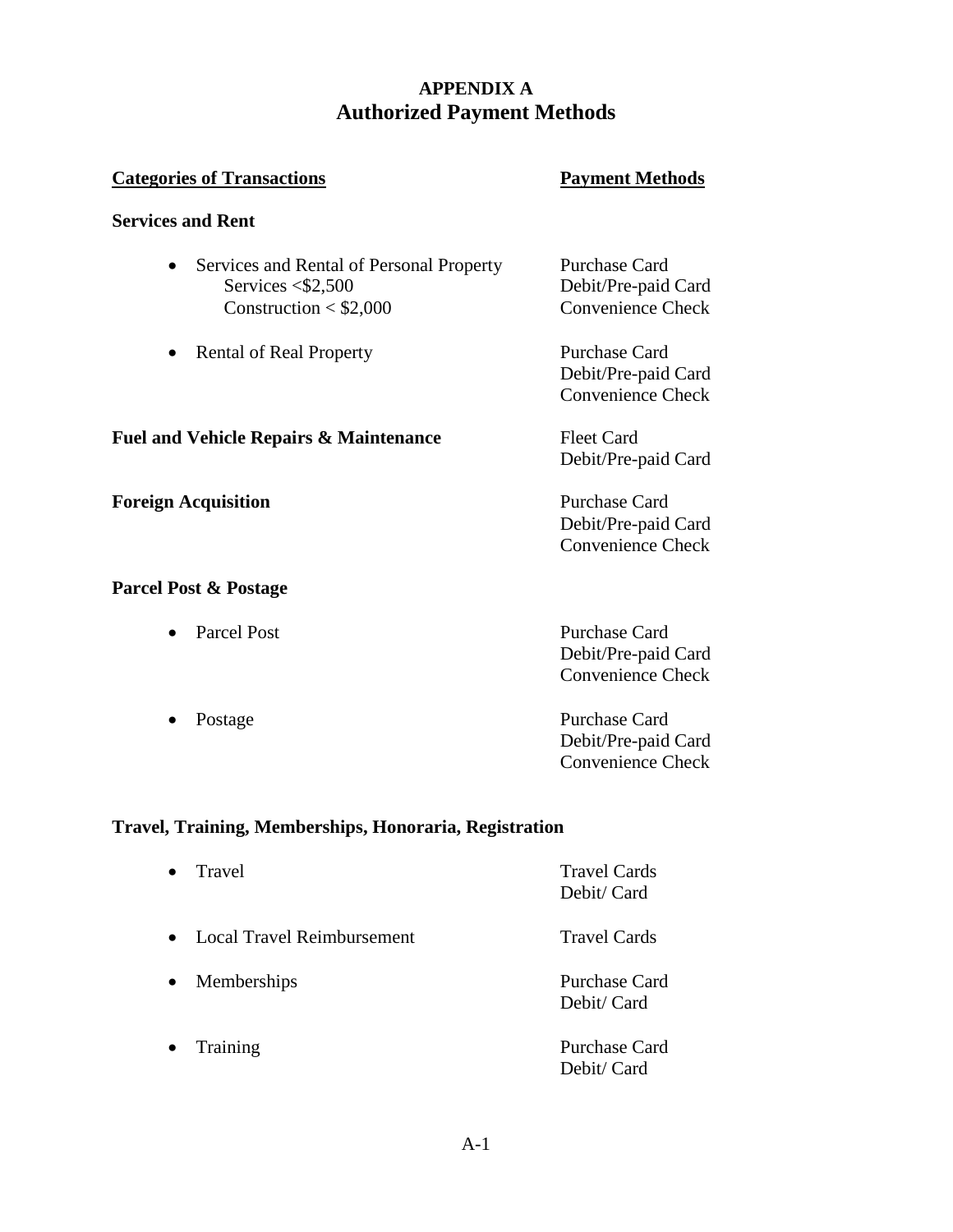## APPENDIX A
# Authorized Payment Methods

| **Categories of Transactions** | **Payment Methods** |
|---|---|
| **Services and Rent** | |
| • Services and Rental of Personal Property<br>Services <$2,500<br>Construction < $2,000 | Purchase Card<br>Debit/Pre-paid Card<br>Convenience Check |
| • Rental of Real Property | Purchase Card<br>Debit/Pre-paid Card<br>Convenience Check |
| **Fuel and Vehicle Repairs & Maintenance** | Fleet Card<br>Debit/Pre-paid Card |
| **Foreign Acquisition** | Purchase Card<br>Debit/Pre-paid Card<br>Convenience Check |
| **Parcel Post & Postage** | |
| • Parcel Post | Purchase Card<br>Debit/Pre-paid Card<br>Convenience Check |
| • Postage | Purchase Card<br>Debit/Pre-paid Card<br>Convenience Check |
| **Travel, Training, Memberships, Honoraria, Registration** | |
| • Travel | Travel Cards<br>Debit/ Card |
| • Local Travel Reimbursement | Travel Cards |
| • Memberships | Purchase Card<br>Debit/ Card |
| • Training | Purchase Card<br>Debit/ Card |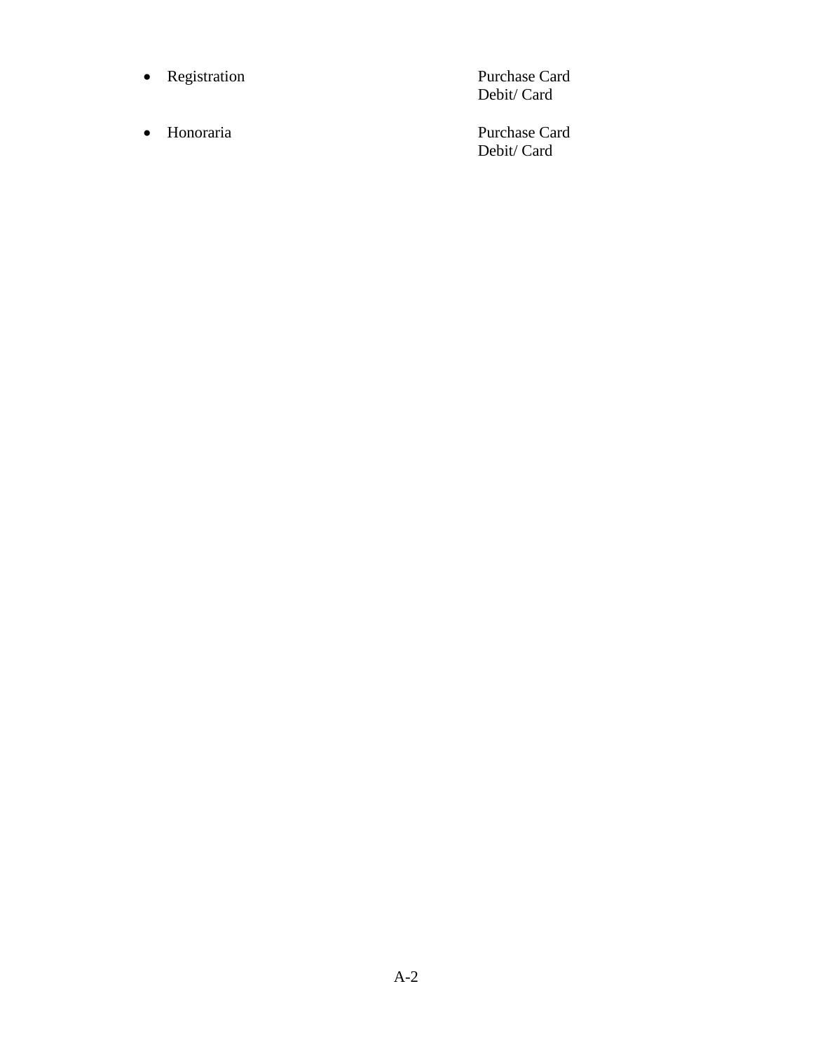| | |
|---|---|
| • Registration | Purchase Card<br>Debit/ Card |
| • Honoraria | Purchase Card<br>Debit/ Card |